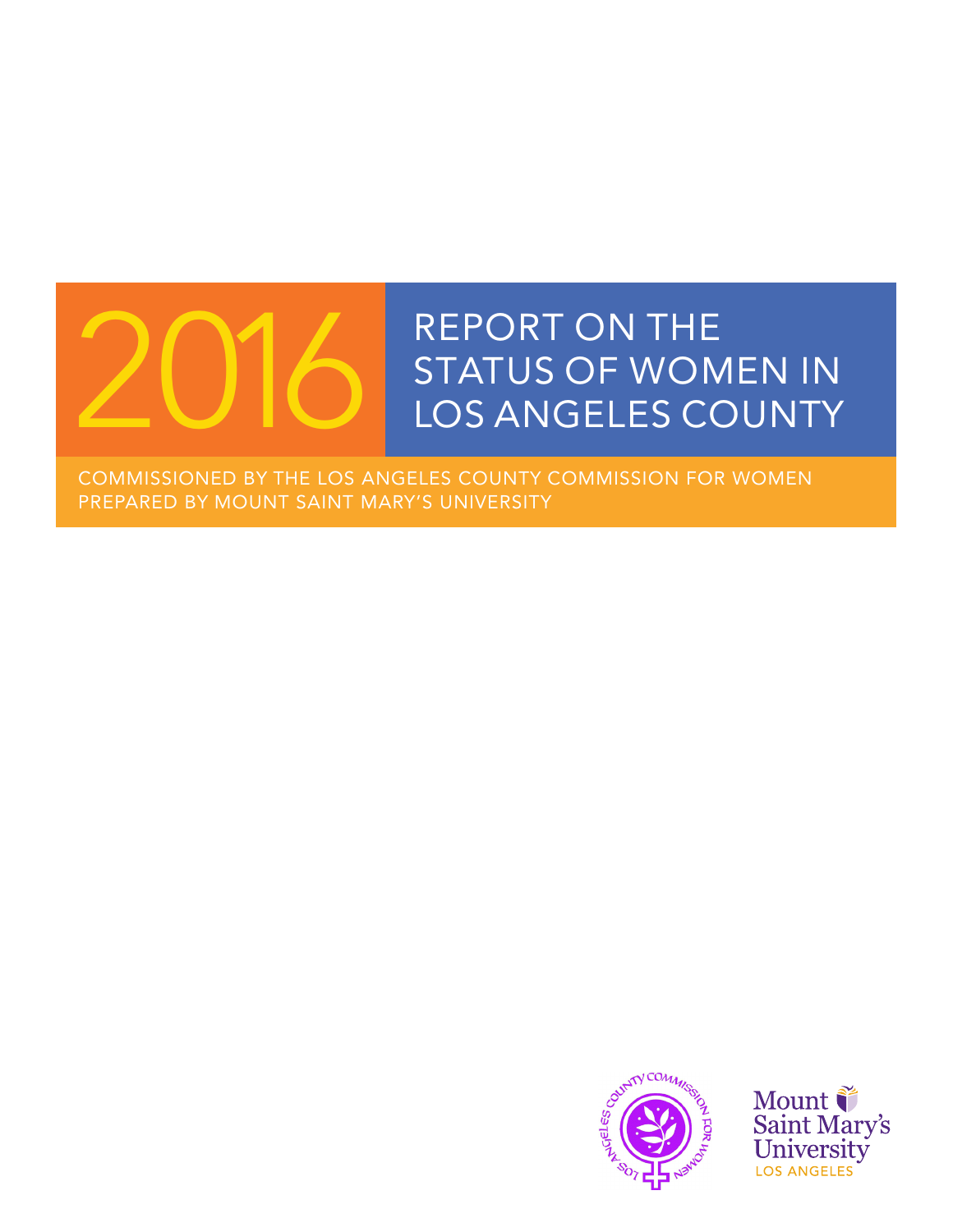# 2016 REPORT ON THE STATUS OF WOMEN IN LOS ANGELES COUNTY

COMMISSIONED BY THE LOS ANGELES COUNTY COMMISSION FOR WOMEN
PREPARED BY MOUNT SAINT MARY'S UNIVERSITY

LOS ANGELES COUNTY COMMISSION FOR WOMEN

Mount Saint Mary's University
LOS ANGELES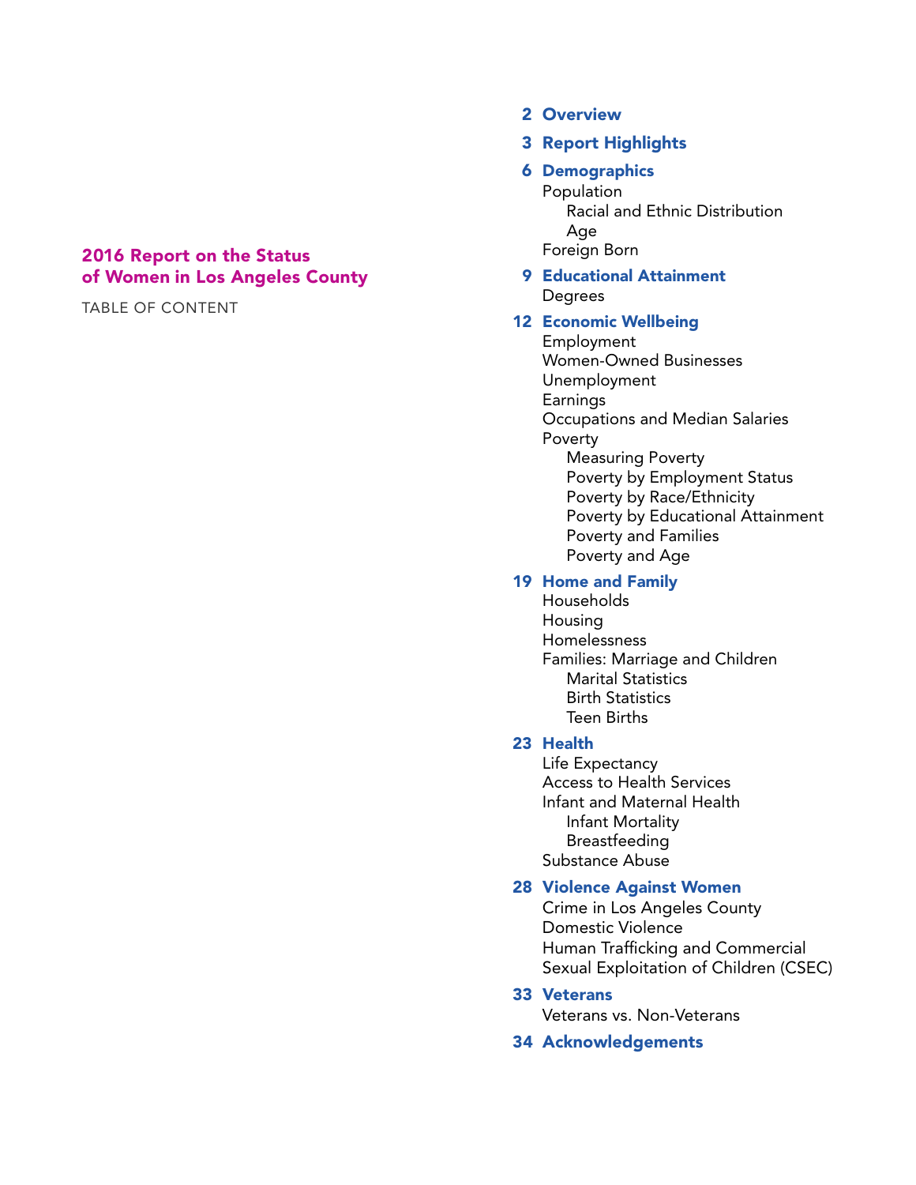## 2016 Report on the Status of Women in Los Angeles County

TABLE OF CONTENT

- **2 Overview**
- **3 Report Highlights**
- **6 Demographics**
  - Population
    - Racial and Ethnic Distribution
    - Age
  - Foreign Born
- **9 Educational Attainment**
  - Degrees
- **12 Economic Wellbeing**
  - Employment
  - Women-Owned Businesses
  - Unemployment
  - Earnings
  - Occupations and Median Salaries
  - Poverty
    - Measuring Poverty
    - Poverty by Employment Status
    - Poverty by Race/Ethnicity
    - Poverty by Educational Attainment
    - Poverty and Families
    - Poverty and Age
- **19 Home and Family**
  - Households
  - Housing
  - Homelessness
  - Families: Marriage and Children
    - Marital Statistics
    - Birth Statistics
    - Teen Births
- **23 Health**
  - Life Expectancy
  - Access to Health Services
  - Infant and Maternal Health
    - Infant Mortality
    - Breastfeeding
  - Substance Abuse
- **28 Violence Against Women**
  - Crime in Los Angeles County
  - Domestic Violence
  - Human Trafficking and Commercial Sexual Exploitation of Children (CSEC)
- **33 Veterans**
  - Veterans vs. Non-Veterans
- **34 Acknowledgements**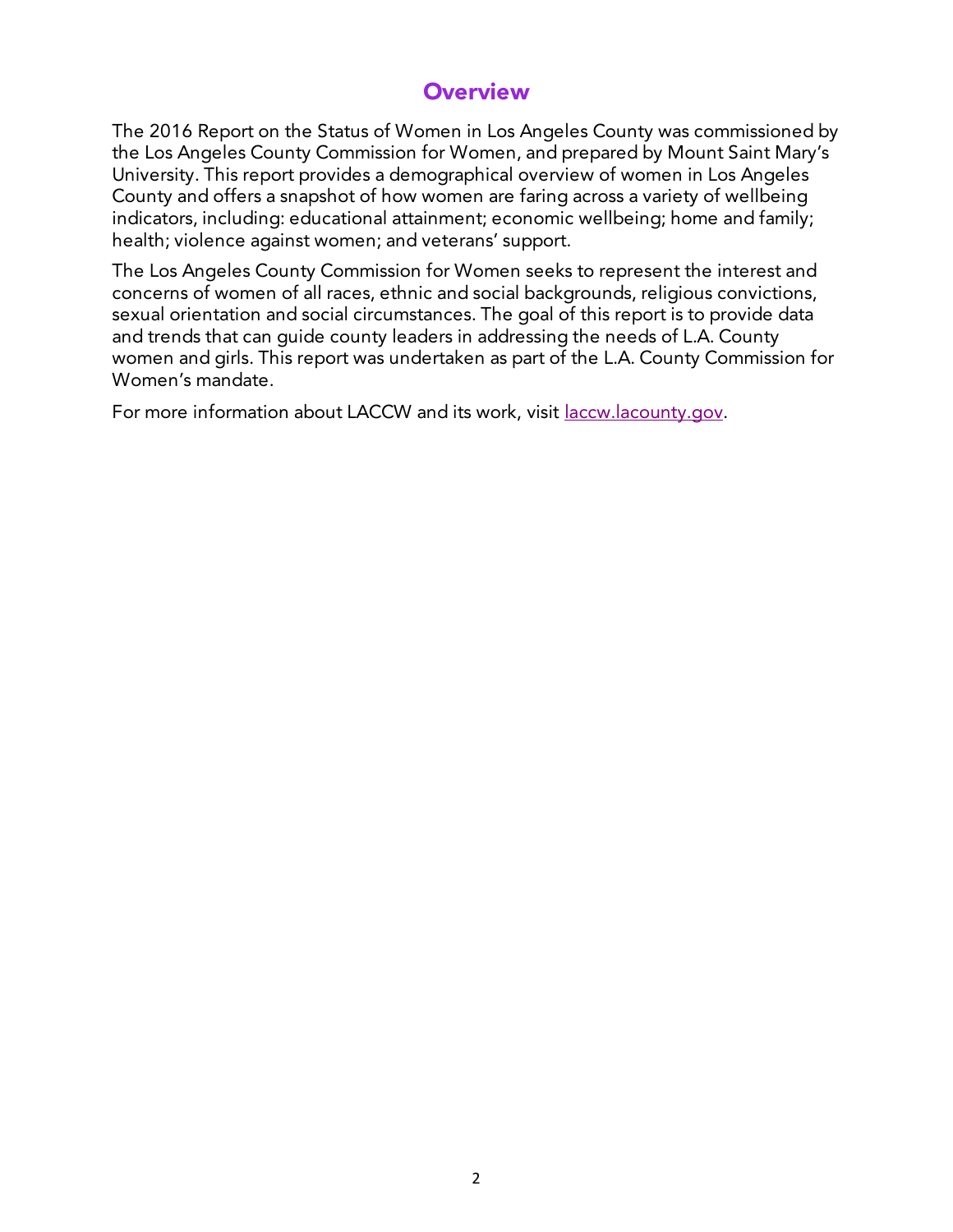# Overview

The 2016 Report on the Status of Women in Los Angeles County was commissioned by the Los Angeles County Commission for Women, and prepared by Mount Saint Mary's University. This report provides a demographical overview of women in Los Angeles County and offers a snapshot of how women are faring across a variety of wellbeing indicators, including: educational attainment; economic wellbeing; home and family; health; violence against women; and veterans' support.

The Los Angeles County Commission for Women seeks to represent the interest and concerns of women of all races, ethnic and social backgrounds, religious convictions, sexual orientation and social circumstances. The goal of this report is to provide data and trends that can guide county leaders in addressing the needs of L.A. County women and girls. This report was undertaken as part of the L.A. County Commission for Women's mandate.

For more information about LACCW and its work, visit [laccw.lacounty.gov](laccw.lacounty.gov).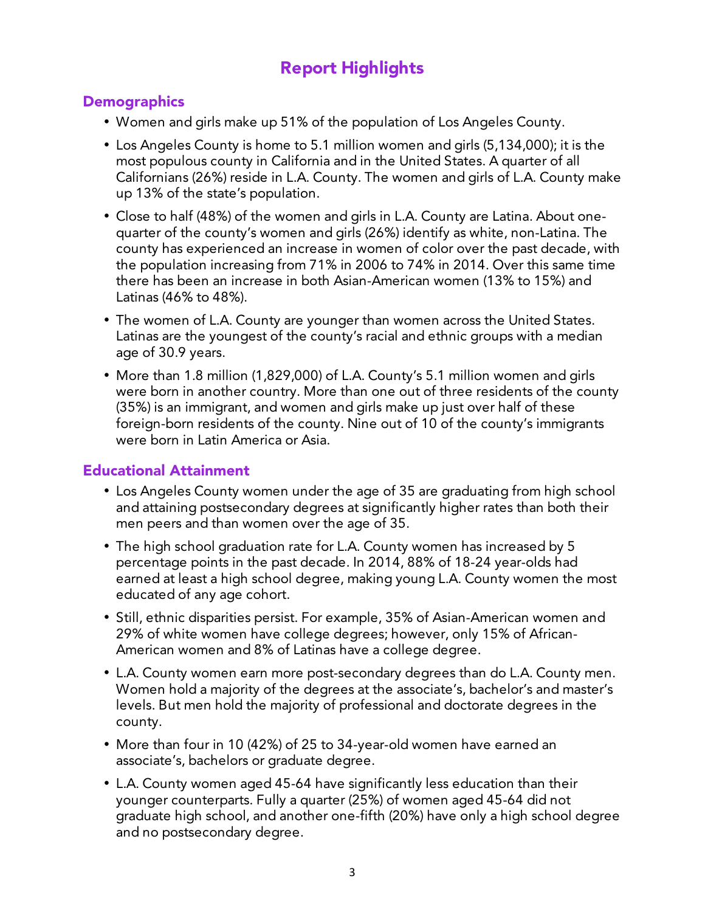# Report Highlights

## Demographics

- Women and girls make up 51% of the population of Los Angeles County.
- Los Angeles County is home to 5.1 million women and girls (5,134,000); it is the most populous county in California and in the United States. A quarter of all Californians (26%) reside in L.A. County. The women and girls of L.A. County make up 13% of the state's population.
- Close to half (48%) of the women and girls in L.A. County are Latina. About one-quarter of the county's women and girls (26%) identify as white, non-Latina. The county has experienced an increase in women of color over the past decade, with the population increasing from 71% in 2006 to 74% in 2014. Over this same time there has been an increase in both Asian-American women (13% to 15%) and Latinas (46% to 48%).
- The women of L.A. County are younger than women across the United States. Latinas are the youngest of the county's racial and ethnic groups with a median age of 30.9 years.
- More than 1.8 million (1,829,000) of L.A. County's 5.1 million women and girls were born in another country. More than one out of three residents of the county (35%) is an immigrant, and women and girls make up just over half of these foreign-born residents of the county. Nine out of 10 of the county's immigrants were born in Latin America or Asia.

## Educational Attainment

- Los Angeles County women under the age of 35 are graduating from high school and attaining postsecondary degrees at significantly higher rates than both their men peers and than women over the age of 35.
- The high school graduation rate for L.A. County women has increased by 5 percentage points in the past decade. In 2014, 88% of 18-24 year-olds had earned at least a high school degree, making young L.A. County women the most educated of any age cohort.
- Still, ethnic disparities persist. For example, 35% of Asian-American women and 29% of white women have college degrees; however, only 15% of African-American women and 8% of Latinas have a college degree.
- L.A. County women earn more post-secondary degrees than do L.A. County men. Women hold a majority of the degrees at the associate's, bachelor's and master's levels. But men hold the majority of professional and doctorate degrees in the county.
- More than four in 10 (42%) of 25 to 34-year-old women have earned an associate's, bachelors or graduate degree.
- L.A. County women aged 45-64 have significantly less education than their younger counterparts. Fully a quarter (25%) of women aged 45-64 did not graduate high school, and another one-fifth (20%) have only a high school degree and no postsecondary degree.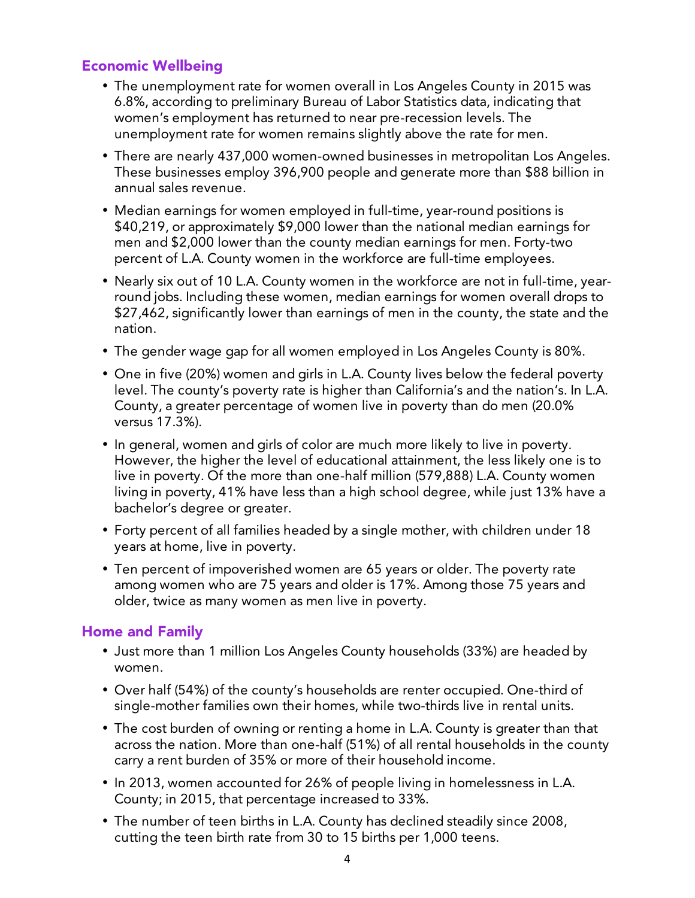## Economic Wellbeing

- The unemployment rate for women overall in Los Angeles County in 2015 was 6.8%, according to preliminary Bureau of Labor Statistics data, indicating that women's employment has returned to near pre-recession levels. The unemployment rate for women remains slightly above the rate for men.
- There are nearly 437,000 women-owned businesses in metropolitan Los Angeles. These businesses employ 396,900 people and generate more than $88 billion in annual sales revenue.
- Median earnings for women employed in full-time, year-round positions is $40,219, or approximately $9,000 lower than the national median earnings for men and $2,000 lower than the county median earnings for men. Forty-two percent of L.A. County women in the workforce are full-time employees.
- Nearly six out of 10 L.A. County women in the workforce are not in full-time, year-round jobs. Including these women, median earnings for women overall drops to $27,462, significantly lower than earnings of men in the county, the state and the nation.
- The gender wage gap for all women employed in Los Angeles County is 80%.
- One in five (20%) women and girls in L.A. County lives below the federal poverty level. The county's poverty rate is higher than California's and the nation's. In L.A. County, a greater percentage of women live in poverty than do men (20.0% versus 17.3%).
- In general, women and girls of color are much more likely to live in poverty. However, the higher the level of educational attainment, the less likely one is to live in poverty. Of the more than one-half million (579,888) L.A. County women living in poverty, 41% have less than a high school degree, while just 13% have a bachelor's degree or greater.
- Forty percent of all families headed by a single mother, with children under 18 years at home, live in poverty.
- Ten percent of impoverished women are 65 years or older. The poverty rate among women who are 75 years and older is 17%. Among those 75 years and older, twice as many women as men live in poverty.

## Home and Family

- Just more than 1 million Los Angeles County households (33%) are headed by women.
- Over half (54%) of the county's households are renter occupied. One-third of single-mother families own their homes, while two-thirds live in rental units.
- The cost burden of owning or renting a home in L.A. County is greater than that across the nation. More than one-half (51%) of all rental households in the county carry a rent burden of 35% or more of their household income.
- In 2013, women accounted for 26% of people living in homelessness in L.A. County; in 2015, that percentage increased to 33%.
- The number of teen births in L.A. County has declined steadily since 2008, cutting the teen birth rate from 30 to 15 births per 1,000 teens.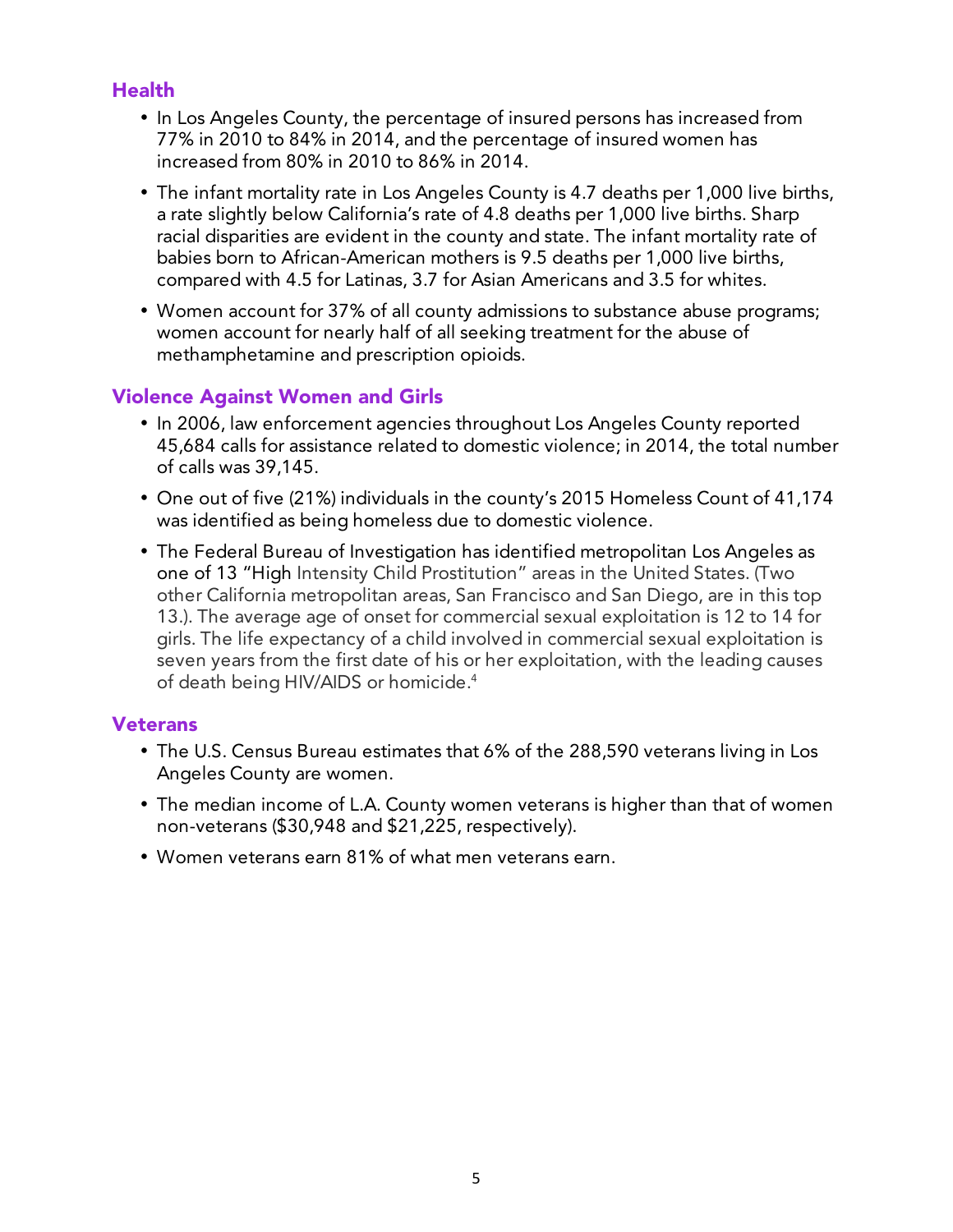## Health

- In Los Angeles County, the percentage of insured persons has increased from 77% in 2010 to 84% in 2014, and the percentage of insured women has increased from 80% in 2010 to 86% in 2014.
- The infant mortality rate in Los Angeles County is 4.7 deaths per 1,000 live births, a rate slightly below California's rate of 4.8 deaths per 1,000 live births. Sharp racial disparities are evident in the county and state. The infant mortality rate of babies born to African-American mothers is 9.5 deaths per 1,000 live births, compared with 4.5 for Latinas, 3.7 for Asian Americans and 3.5 for whites.
- Women account for 37% of all county admissions to substance abuse programs; women account for nearly half of all seeking treatment for the abuse of methamphetamine and prescription opioids.

## Violence Against Women and Girls

- In 2006, law enforcement agencies throughout Los Angeles County reported 45,684 calls for assistance related to domestic violence; in 2014, the total number of calls was 39,145.
- One out of five (21%) individuals in the county's 2015 Homeless Count of 41,174 was identified as being homeless due to domestic violence.
- The Federal Bureau of Investigation has identified metropolitan Los Angeles as one of 13 "High Intensity Child Prostitution" areas in the United States. (Two other California metropolitan areas, San Francisco and San Diego, are in this top 13.). The average age of onset for commercial sexual exploitation is 12 to 14 for girls. The life expectancy of a child involved in commercial sexual exploitation is seven years from the first date of his or her exploitation, with the leading causes of death being HIV/AIDS or homicide.[4]

## Veterans

- The U.S. Census Bureau estimates that 6% of the 288,590 veterans living in Los Angeles County are women.
- The median income of L.A. County women veterans is higher than that of women non-veterans ($30,948 and $21,225, respectively).
- Women veterans earn 81% of what men veterans earn.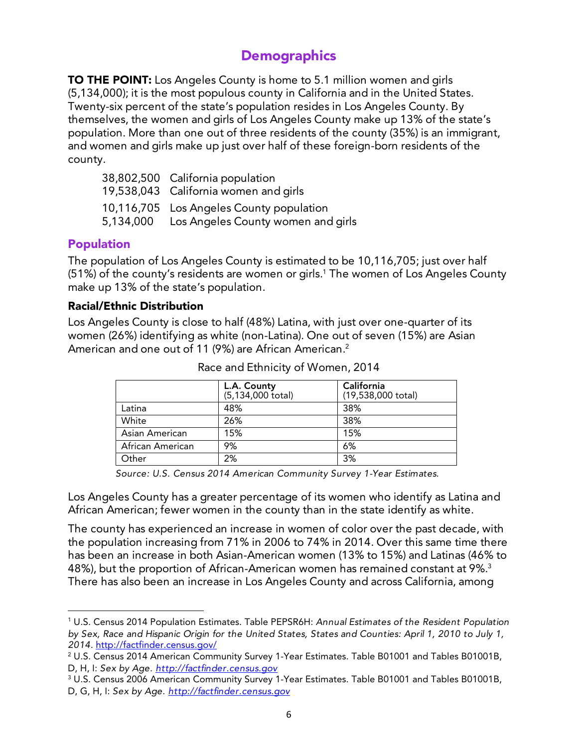# Demographics

**TO THE POINT:** Los Angeles County is home to 5.1 million women and girls (5,134,000); it is the most populous county in California and in the United States. Twenty-six percent of the state's population resides in Los Angeles County. By themselves, the women and girls of Los Angeles County make up 13% of the state's population. More than one out of three residents of the county (35%) is an immigrant, and women and girls make up just over half of these foreign-born residents of the county.

38,802,500 California population
19,538,043 California women and girls

10,116,705 Los Angeles County population
5,134,000 Los Angeles County women and girls

## Population

The population of Los Angeles County is estimated to be 10,116,705; just over half (51%) of the county's residents are women or girls.[1] The women of Los Angeles County make up 13% of the state's population.

### Racial/Ethnic Distribution

Los Angeles County is close to half (48%) Latina, with just over one-quarter of its women (26%) identifying as white (non-Latina). One out of seven (15%) are Asian American and one out of 11 (9%) are African American.[2]

Race and Ethnicity of Women, 2014

| | **L.A. County** (5,134,000 total) | **California** (19,538,000 total) |
|---|---|---|
| Latina | 48% | 38% |
| White | 26% | 38% |
| Asian American | 15% | 15% |
| African American | 9% | 6% |
| Other | 2% | 3% |

*Source: U.S. Census 2014 American Community Survey 1-Year Estimates.*

Los Angeles County has a greater percentage of its women who identify as Latina and African American; fewer women in the county than in the state identify as white.

The county has experienced an increase in women of color over the past decade, with the population increasing from 71% in 2006 to 74% in 2014. Over this same time there has been an increase in both Asian-American women (13% to 15%) and Latinas (46% to 48%), but the proportion of African-American women has remained constant at 9%.[3] There has also been an increase in Los Angeles County and across California, among

---

[1] U.S. Census 2014 Population Estimates. Table PEPSR6H: *Annual Estimates of the Resident Population by Sex, Race and Hispanic Origin for the United States, States and Counties: April 1, 2010 to July 1, 2014*. http://factfinder.census.gov/

[2] U.S. Census 2014 American Community Survey 1-Year Estimates. Table B01001 and Tables B01001B, D, H, I: *Sex by Age*. *http://factfinder.census.gov*

[3] U.S. Census 2006 American Community Survey 1-Year Estimates. Table B01001 and Tables B01001B, D, G, H, I: *Sex by Age*. *http://factfinder.census.gov*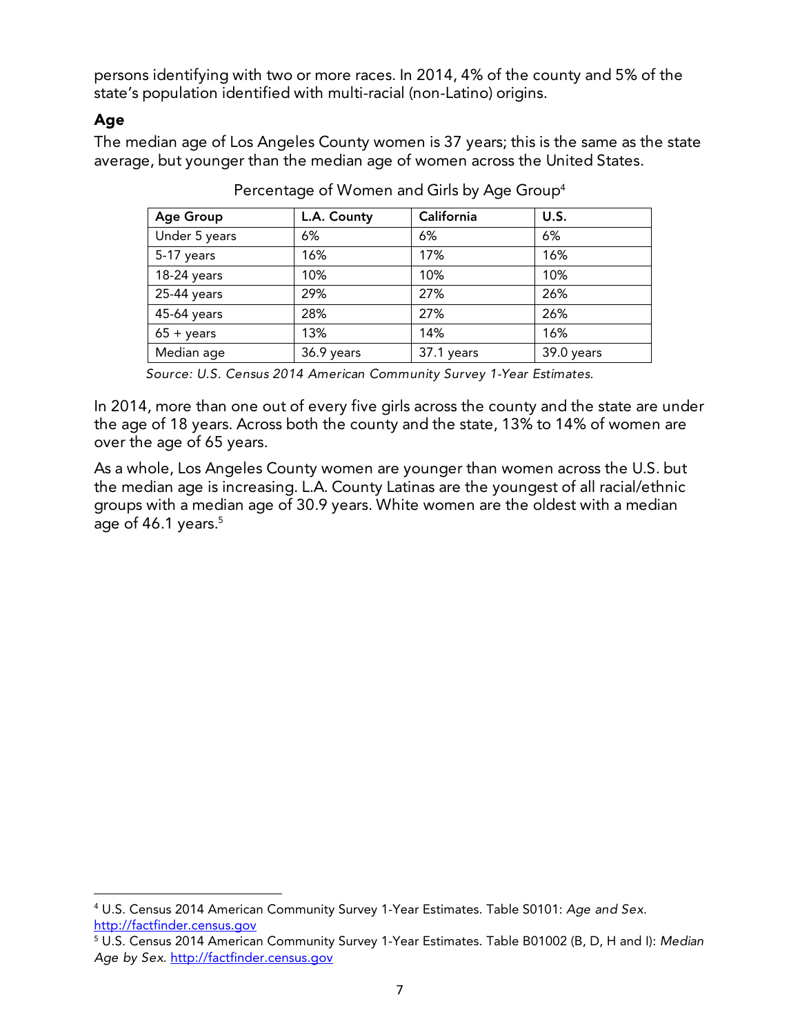persons identifying with two or more races. In 2014, 4% of the county and 5% of the state's population identified with multi-racial (non-Latino) origins.

### Age

The median age of Los Angeles County women is 37 years; this is the same as the state average, but younger than the median age of women across the United States.

Percentage of Women and Girls by Age Group[4]

| Age Group | L.A. County | California | U.S. |
|---|---|---|---|
| Under 5 years | 6% | 6% | 6% |
| 5-17 years | 16% | 17% | 16% |
| 18-24 years | 10% | 10% | 10% |
| 25-44 years | 29% | 27% | 26% |
| 45-64 years | 28% | 27% | 26% |
| 65 + years | 13% | 14% | 16% |
| Median age | 36.9 years | 37.1 years | 39.0 years |

*Source: U.S. Census 2014 American Community Survey 1-Year Estimates.*

In 2014, more than one out of every five girls across the county and the state are under the age of 18 years. Across both the county and the state, 13% to 14% of women are over the age of 65 years.

As a whole, Los Angeles County women are younger than women across the U.S. but the median age is increasing. L.A. County Latinas are the youngest of all racial/ethnic groups with a median age of 30.9 years. White women are the oldest with a median age of 46.1 years.[5]

---

[4] U.S. Census 2014 American Community Survey 1-Year Estimates. Table S0101: *Age and Sex.* http://factfinder.census.gov

[5] U.S. Census 2014 American Community Survey 1-Year Estimates. Table B01002 (B, D, H and I): *Median Age by Sex.* http://factfinder.census.gov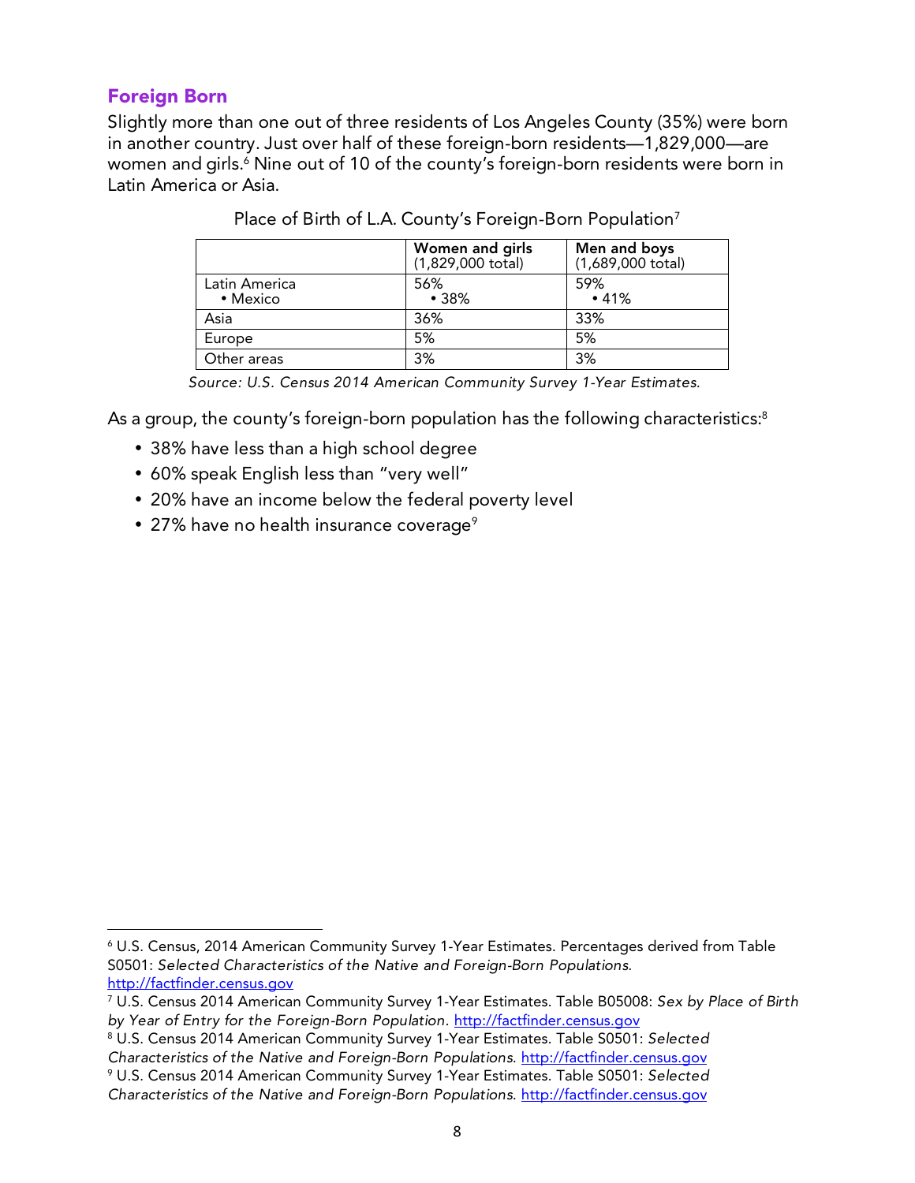## Foreign Born

Slightly more than one out of three residents of Los Angeles County (35%) were born in another country. Just over half of these foreign-born residents—1,829,000—are women and girls.[6] Nine out of 10 of the county's foreign-born residents were born in Latin America or Asia.

Place of Birth of L.A. County's Foreign-Born Population[7]

| | **Women and girls** (1,829,000 total) | **Men and boys** (1,689,000 total) |
|---|---|---|
| Latin America<br>• Mexico | 56%<br>• 38% | 59%<br>• 41% |
| Asia | 36% | 33% |
| Europe | 5% | 5% |
| Other areas | 3% | 3% |

*Source: U.S. Census 2014 American Community Survey 1-Year Estimates.*

As a group, the county's foreign-born population has the following characteristics:[8]

- 38% have less than a high school degree
- 60% speak English less than "very well"
- 20% have an income below the federal poverty level
- 27% have no health insurance coverage[9]

---

[6] U.S. Census, 2014 American Community Survey 1-Year Estimates. Percentages derived from Table S0501: *Selected Characteristics of the Native and Foreign-Born Populations.* http://factfinder.census.gov

[7] U.S. Census 2014 American Community Survey 1-Year Estimates. Table B05008: *Sex by Place of Birth by Year of Entry for the Foreign-Born Population.* http://factfinder.census.gov

[8] U.S. Census 2014 American Community Survey 1-Year Estimates. Table S0501: *Selected Characteristics of the Native and Foreign-Born Populations.* http://factfinder.census.gov

[9] U.S. Census 2014 American Community Survey 1-Year Estimates. Table S0501: *Selected Characteristics of the Native and Foreign-Born Populations.* http://factfinder.census.gov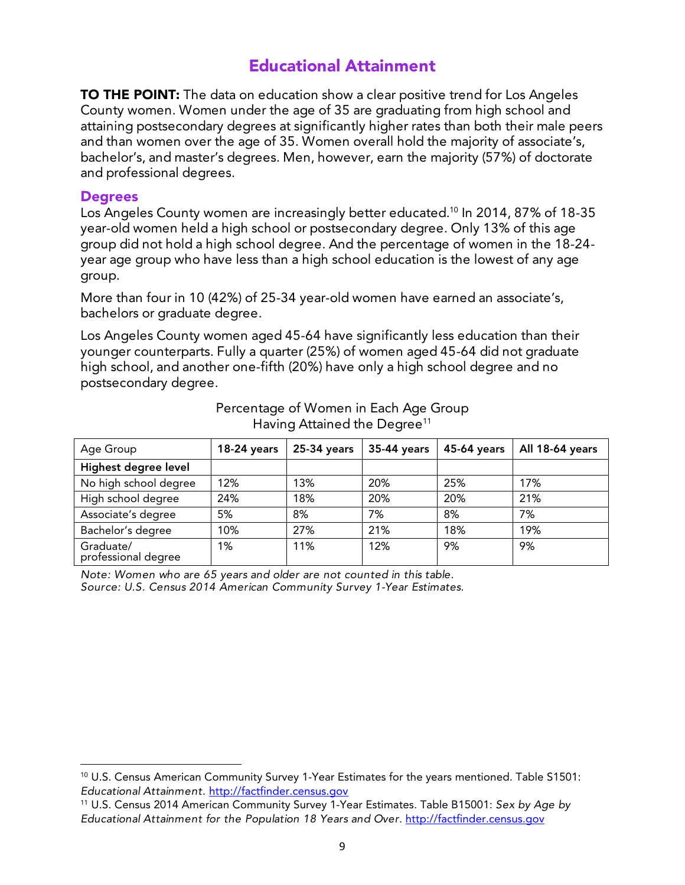## Educational Attainment

**TO THE POINT:** The data on education show a clear positive trend for Los Angeles County women. Women under the age of 35 are graduating from high school and attaining postsecondary degrees at significantly higher rates than both their male peers and than women over the age of 35. Women overall hold the majority of associate's, bachelor's, and master's degrees. Men, however, earn the majority (57%) of doctorate and professional degrees.

### Degrees

Los Angeles County women are increasingly better educated.[10] In 2014, 87% of 18-35 year-old women held a high school or postsecondary degree. Only 13% of this age group did not hold a high school degree. And the percentage of women in the 18-24-year age group who have less than a high school education is the lowest of any age group.

More than four in 10 (42%) of 25-34 year-old women have earned an associate's, bachelors or graduate degree.

Los Angeles County women aged 45-64 have significantly less education than their younger counterparts. Fully a quarter (25%) of women aged 45-64 did not graduate high school, and another one-fifth (20%) have only a high school degree and no postsecondary degree.

Percentage of Women in Each Age Group Having Attained the Degree[11]

| Age Group | 18-24 years | 25-34 years | 35-44 years | 45-64 years | All 18-64 years |
|---|---|---|---|---|---|
| **Highest degree level** | | | | | |
| No high school degree | 12% | 13% | 20% | 25% | 17% |
| High school degree | 24% | 18% | 20% | 20% | 21% |
| Associate's degree | 5% | 8% | 7% | 8% | 7% |
| Bachelor's degree | 10% | 27% | 21% | 18% | 19% |
| Graduate/ professional degree | 1% | 11% | 12% | 9% | 9% |

*Note: Women who are 65 years and older are not counted in this table.*
*Source: U.S. Census 2014 American Community Survey 1-Year Estimates.*

[10] U.S. Census American Community Survey 1-Year Estimates for the years mentioned. Table S1501: *Educational Attainment*. http://factfinder.census.gov

[11] U.S. Census 2014 American Community Survey 1-Year Estimates. Table B15001: *Sex by Age by Educational Attainment for the Population 18 Years and Over*. http://factfinder.census.gov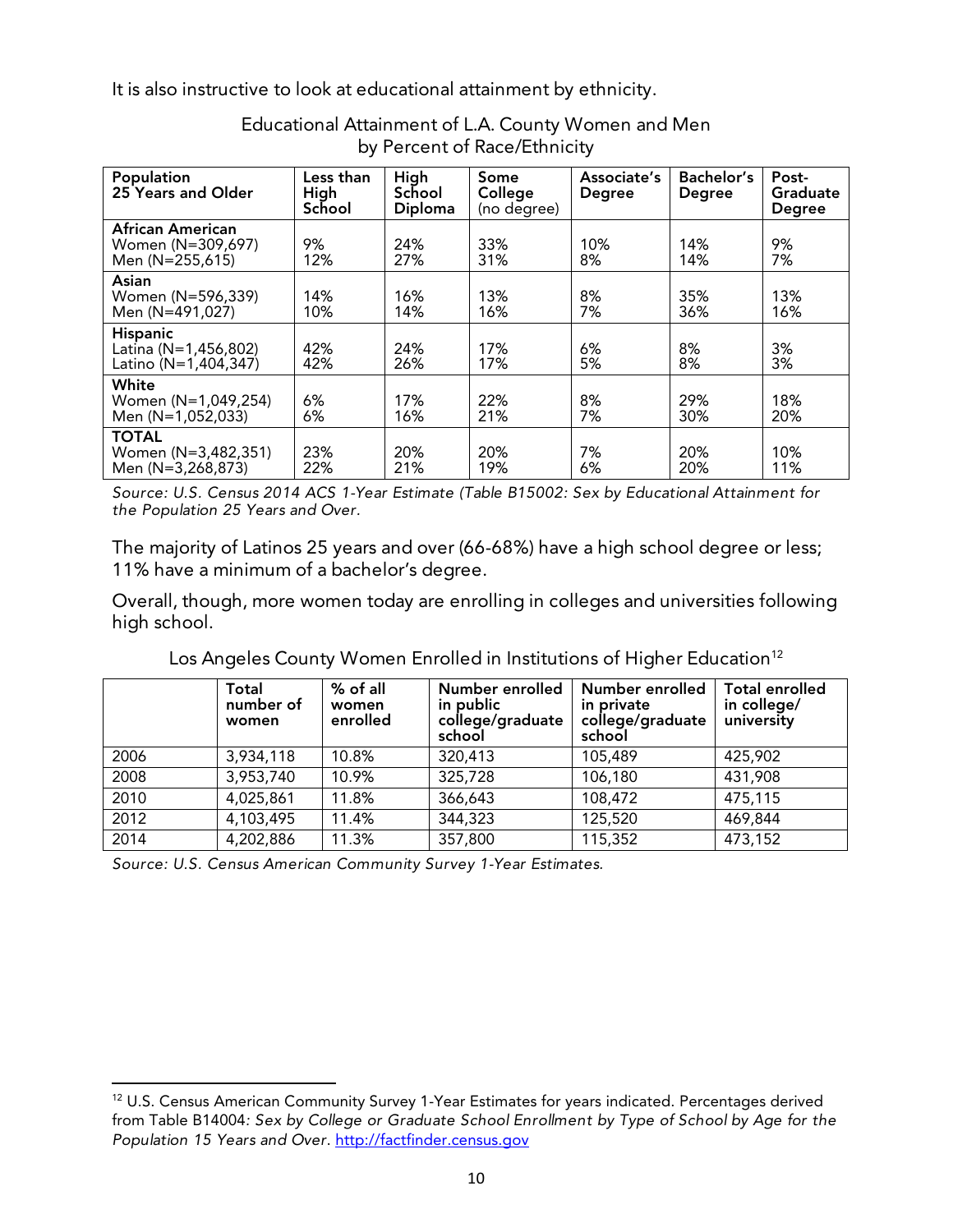It is also instructive to look at educational attainment by ethnicity.

Educational Attainment of L.A. County Women and Men by Percent of Race/Ethnicity

| Population 25 Years and Older | Less than High School | High School Diploma | Some College (no degree) | Associate's Degree | Bachelor's Degree | Post-Graduate Degree |
|---|---|---|---|---|---|---|
| **African American** | | | | | | |
| Women (N=309,697) | 9% | 24% | 33% | 10% | 14% | 9% |
| Men (N=255,615) | 12% | 27% | 31% | 8% | 14% | 7% |
| **Asian** | | | | | | |
| Women (N=596,339) | 14% | 16% | 13% | 8% | 35% | 13% |
| Men (N=491,027) | 10% | 14% | 16% | 7% | 36% | 16% |
| **Hispanic** | | | | | | |
| Latina (N=1,456,802) | 42% | 24% | 17% | 6% | 8% | 3% |
| Latino (N=1,404,347) | 42% | 26% | 17% | 5% | 8% | 3% |
| **White** | | | | | | |
| Women (N=1,049,254) | 6% | 17% | 22% | 8% | 29% | 18% |
| Men (N=1,052,033) | 6% | 16% | 21% | 7% | 30% | 20% |
| **TOTAL** | | | | | | |
| Women (N=3,482,351) | 23% | 20% | 20% | 7% | 20% | 10% |
| Men (N=3,268,873) | 22% | 21% | 19% | 6% | 20% | 11% |

*Source: U.S. Census 2014 ACS 1-Year Estimate (Table B15002: Sex by Educational Attainment for the Population 25 Years and Over.*

The majority of Latinos 25 years and over (66-68%) have a high school degree or less; 11% have a minimum of a bachelor's degree.

Overall, though, more women today are enrolling in colleges and universities following high school.

Los Angeles County Women Enrolled in Institutions of Higher Education[12]

| | Total number of women | % of all women enrolled | Number enrolled in public college/graduate school | Number enrolled in private college/graduate school | Total enrolled in college/ university |
|---|---|---|---|---|---|
| 2006 | 3,934,118 | 10.8% | 320,413 | 105,489 | 425,902 |
| 2008 | 3,953,740 | 10.9% | 325,728 | 106,180 | 431,908 |
| 2010 | 4,025,861 | 11.8% | 366,643 | 108,472 | 475,115 |
| 2012 | 4,103,495 | 11.4% | 344,323 | 125,520 | 469,844 |
| 2014 | 4,202,886 | 11.3% | 357,800 | 115,352 | 473,152 |

*Source: U.S. Census American Community Survey 1-Year Estimates.*

[12] U.S. Census American Community Survey 1-Year Estimates for years indicated. Percentages derived from Table B14004: *Sex by College or Graduate School Enrollment by Type of School by Age for the Population 15 Years and Over*. http://factfinder.census.gov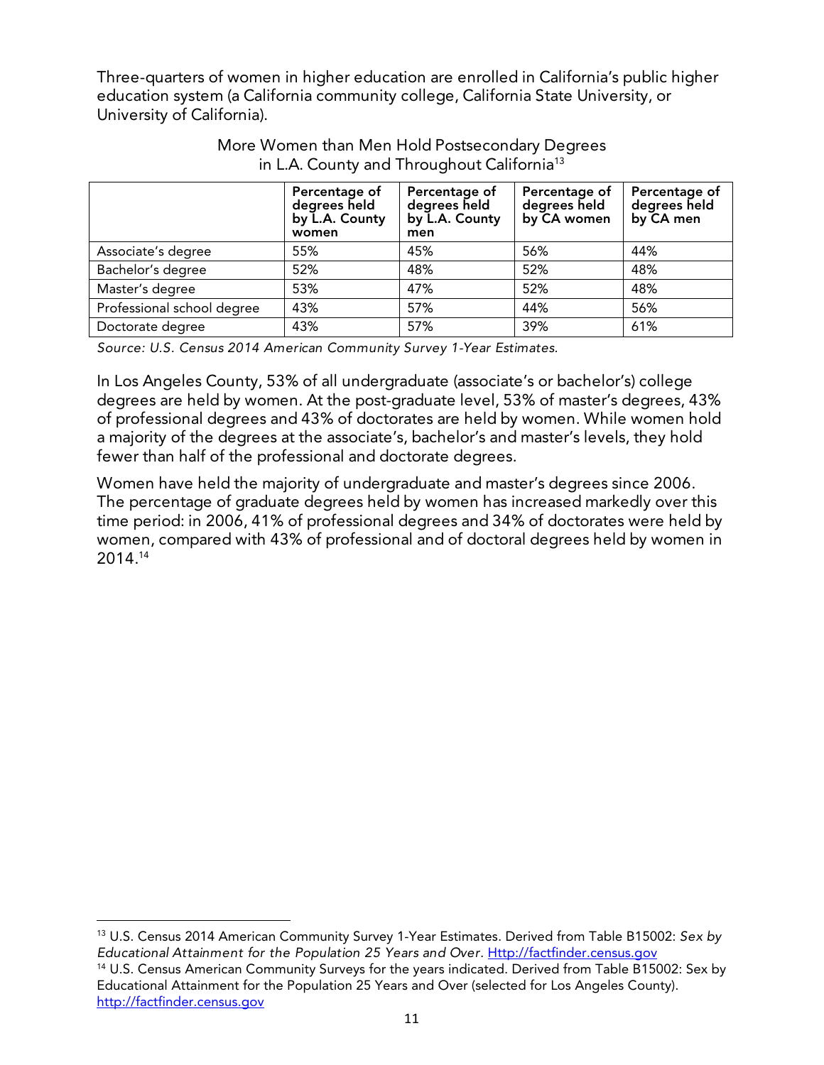Three-quarters of women in higher education are enrolled in California's public higher education system (a California community college, California State University, or University of California).

More Women than Men Hold Postsecondary Degrees in L.A. County and Throughout California[13]

| | Percentage of degrees held by L.A. County women | Percentage of degrees held by L.A. County men | Percentage of degrees held by CA women | Percentage of degrees held by CA men |
|---|---|---|---|---|
| Associate's degree | 55% | 45% | 56% | 44% |
| Bachelor's degree | 52% | 48% | 52% | 48% |
| Master's degree | 53% | 47% | 52% | 48% |
| Professional school degree | 43% | 57% | 44% | 56% |
| Doctorate degree | 43% | 57% | 39% | 61% |

*Source: U.S. Census 2014 American Community Survey 1-Year Estimates.*

In Los Angeles County, 53% of all undergraduate (associate's or bachelor's) college degrees are held by women. At the post-graduate level, 53% of master's degrees, 43% of professional degrees and 43% of doctorates are held by women. While women hold a majority of the degrees at the associate's, bachelor's and master's levels, they hold fewer than half of the professional and doctorate degrees.

Women have held the majority of undergraduate and master's degrees since 2006. The percentage of graduate degrees held by women has increased markedly over this time period: in 2006, 41% of professional degrees and 34% of doctorates were held by women, compared with 43% of professional and of doctoral degrees held by women in 2014.[14]

---

[13] U.S. Census 2014 American Community Survey 1-Year Estimates. Derived from Table B15002: *Sex by Educational Attainment for the Population 25 Years and Over*. Http://factfinder.census.gov

[14] U.S. Census American Community Surveys for the years indicated. Derived from Table B15002: Sex by Educational Attainment for the Population 25 Years and Over (selected for Los Angeles County). http://factfinder.census.gov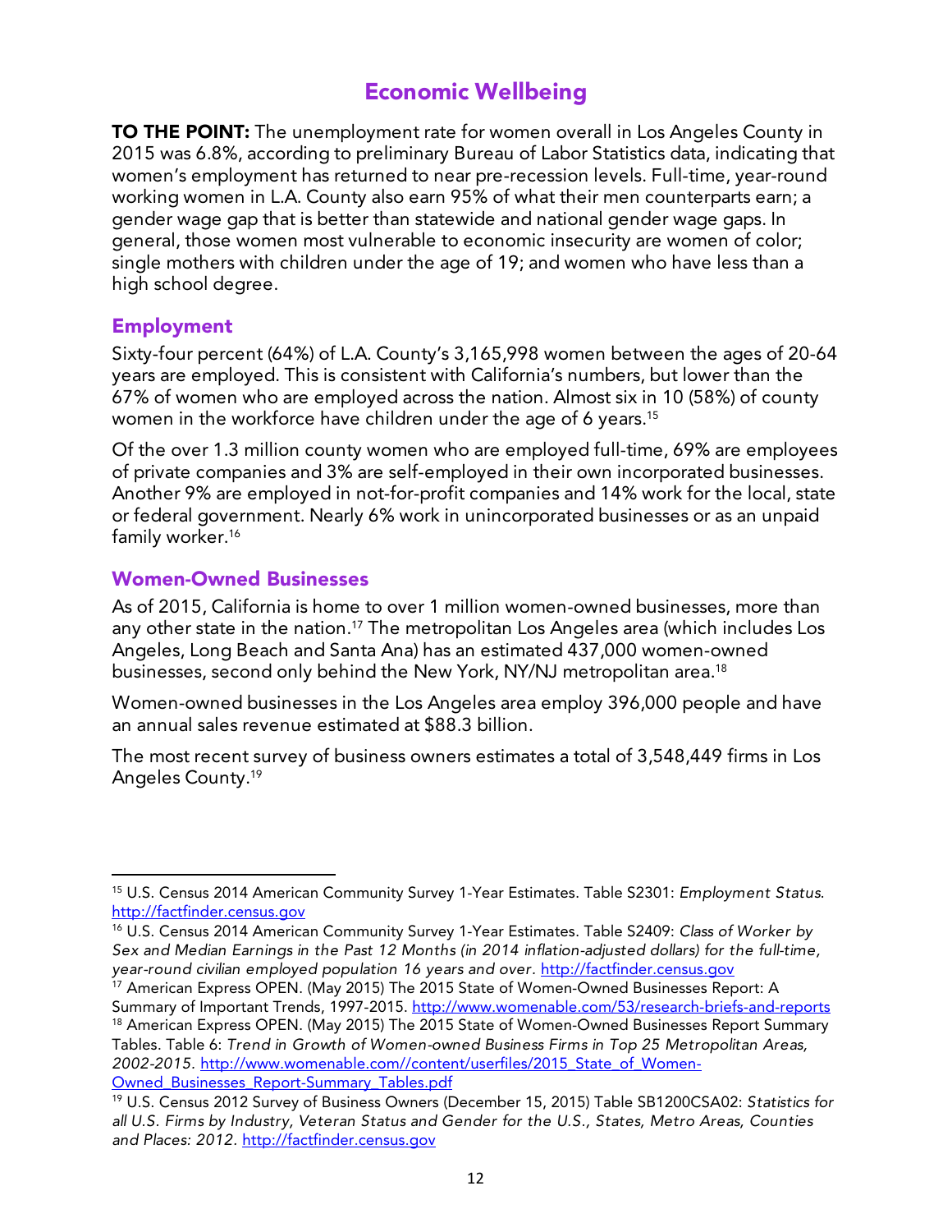# Economic Wellbeing

**TO THE POINT:** The unemployment rate for women overall in Los Angeles County in 2015 was 6.8%, according to preliminary Bureau of Labor Statistics data, indicating that women's employment has returned to near pre-recession levels. Full-time, year-round working women in L.A. County also earn 95% of what their men counterparts earn; a gender wage gap that is better than statewide and national gender wage gaps. In general, those women most vulnerable to economic insecurity are women of color; single mothers with children under the age of 19; and women who have less than a high school degree.

## Employment

Sixty-four percent (64%) of L.A. County's 3,165,998 women between the ages of 20-64 years are employed. This is consistent with California's numbers, but lower than the 67% of women who are employed across the nation. Almost six in 10 (58%) of county women in the workforce have children under the age of 6 years.[15]

Of the over 1.3 million county women who are employed full-time, 69% are employees of private companies and 3% are self-employed in their own incorporated businesses. Another 9% are employed in not-for-profit companies and 14% work for the local, state or federal government. Nearly 6% work in unincorporated businesses or as an unpaid family worker.[16]

## Women-Owned Businesses

As of 2015, California is home to over 1 million women-owned businesses, more than any other state in the nation.[17] The metropolitan Los Angeles area (which includes Los Angeles, Long Beach and Santa Ana) has an estimated 437,000 women-owned businesses, second only behind the New York, NY/NJ metropolitan area.[18]

Women-owned businesses in the Los Angeles area employ 396,000 people and have an annual sales revenue estimated at $88.3 billion.

The most recent survey of business owners estimates a total of 3,548,449 firms in Los Angeles County.[19]

---

[15] U.S. Census 2014 American Community Survey 1-Year Estimates. Table S2301: *Employment Status*. http://factfinder.census.gov

[16] U.S. Census 2014 American Community Survey 1-Year Estimates. Table S2409: *Class of Worker by Sex and Median Earnings in the Past 12 Months (in 2014 inflation-adjusted dollars) for the full-time, year-round civilian employed population 16 years and over*. http://factfinder.census.gov

[17] American Express OPEN. (May 2015) The 2015 State of Women-Owned Businesses Report: A Summary of Important Trends, 1997-2015. http://www.womenable.com/53/research-briefs-and-reports

[18] American Express OPEN. (May 2015) The 2015 State of Women-Owned Businesses Report Summary Tables. Table 6: *Trend in Growth of Women-owned Business Firms in Top 25 Metropolitan Areas, 2002-2015*. http://www.womenable.com//content/userfiles/2015_State_of_Women-Owned_Businesses_Report-Summary_Tables.pdf

[19] U.S. Census 2012 Survey of Business Owners (December 15, 2015) Table SB1200CSA02: *Statistics for all U.S. Firms by Industry, Veteran Status and Gender for the U.S., States, Metro Areas, Counties and Places: 2012*. http://factfinder.census.gov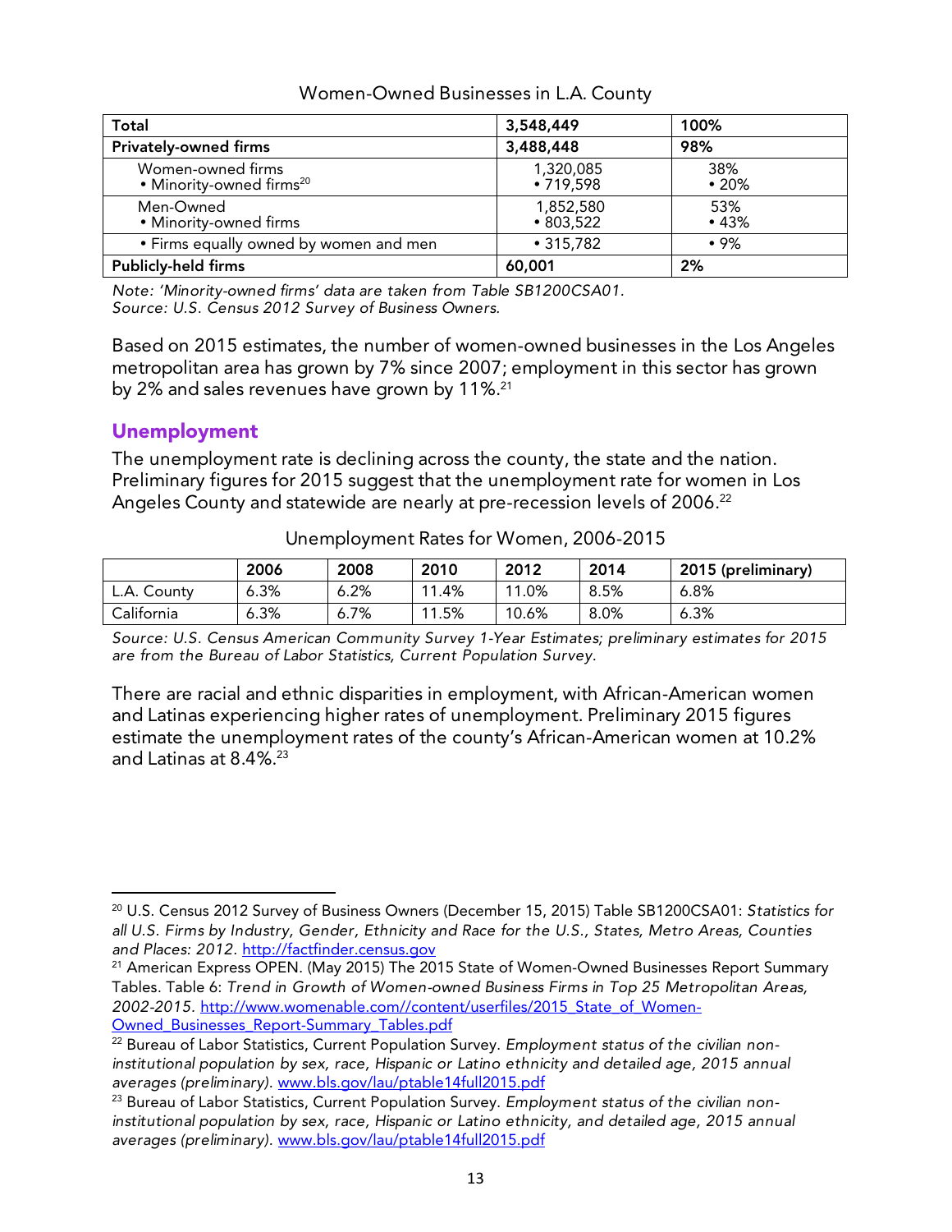Women-Owned Businesses in L.A. County

| **Total** | **3,548,449** | **100%** |
|---|---|---|
| **Privately-owned firms** | **3,488,448** | **98%** |
| Women-owned firms<br>• Minority-owned firms[20] | 1,320,085<br>• 719,598 | 38%<br>• 20% |
| Men-Owned<br>• Minority-owned firms | 1,852,580<br>• 803,522 | 53%<br>• 43% |
| • Firms equally owned by women and men | • 315,782 | • 9% |
| **Publicly-held firms** | **60,001** | **2%** |

*Note: 'Minority-owned firms' data are taken from Table SB1200CSA01.*
*Source: U.S. Census 2012 Survey of Business Owners.*

Based on 2015 estimates, the number of women-owned businesses in the Los Angeles metropolitan area has grown by 7% since 2007; employment in this sector has grown by 2% and sales revenues have grown by 11%.[21]

## Unemployment

The unemployment rate is declining across the county, the state and the nation. Preliminary figures for 2015 suggest that the unemployment rate for women in Los Angeles County and statewide are nearly at pre-recession levels of 2006.[22]

Unemployment Rates for Women, 2006-2015

| | 2006 | 2008 | 2010 | 2012 | 2014 | 2015 (preliminary) |
|---|---|---|---|---|---|---|
| L.A. County | 6.3% | 6.2% | 11.4% | 11.0% | 8.5% | 6.8% |
| California | 6.3% | 6.7% | 11.5% | 10.6% | 8.0% | 6.3% |

*Source: U.S. Census American Community Survey 1-Year Estimates; preliminary estimates for 2015 are from the Bureau of Labor Statistics, Current Population Survey.*

There are racial and ethnic disparities in employment, with African-American women and Latinas experiencing higher rates of unemployment. Preliminary 2015 figures estimate the unemployment rates of the county's African-American women at 10.2% and Latinas at 8.4%.[23]

---

[20] U.S. Census 2012 Survey of Business Owners (December 15, 2015) Table SB1200CSA01: *Statistics for all U.S. Firms by Industry, Gender, Ethnicity and Race for the U.S., States, Metro Areas, Counties and Places: 2012.* http://factfinder.census.gov

[21] American Express OPEN. (May 2015) The 2015 State of Women-Owned Businesses Report Summary Tables. Table 6: *Trend in Growth of Women-owned Business Firms in Top 25 Metropolitan Areas, 2002-2015.* http://www.womenable.com//content/userfiles/2015_State_of_Women-Owned_Businesses_Report-Summary_Tables.pdf

[22] Bureau of Labor Statistics, Current Population Survey. *Employment status of the civilian non-institutional population by sex, race, Hispanic or Latino ethnicity and detailed age, 2015 annual averages (preliminary).* www.bls.gov/lau/ptable14full2015.pdf

[23] Bureau of Labor Statistics, Current Population Survey. *Employment status of the civilian non-institutional population by sex, race, Hispanic or Latino ethnicity, and detailed age, 2015 annual averages (preliminary).* www.bls.gov/lau/ptable14full2015.pdf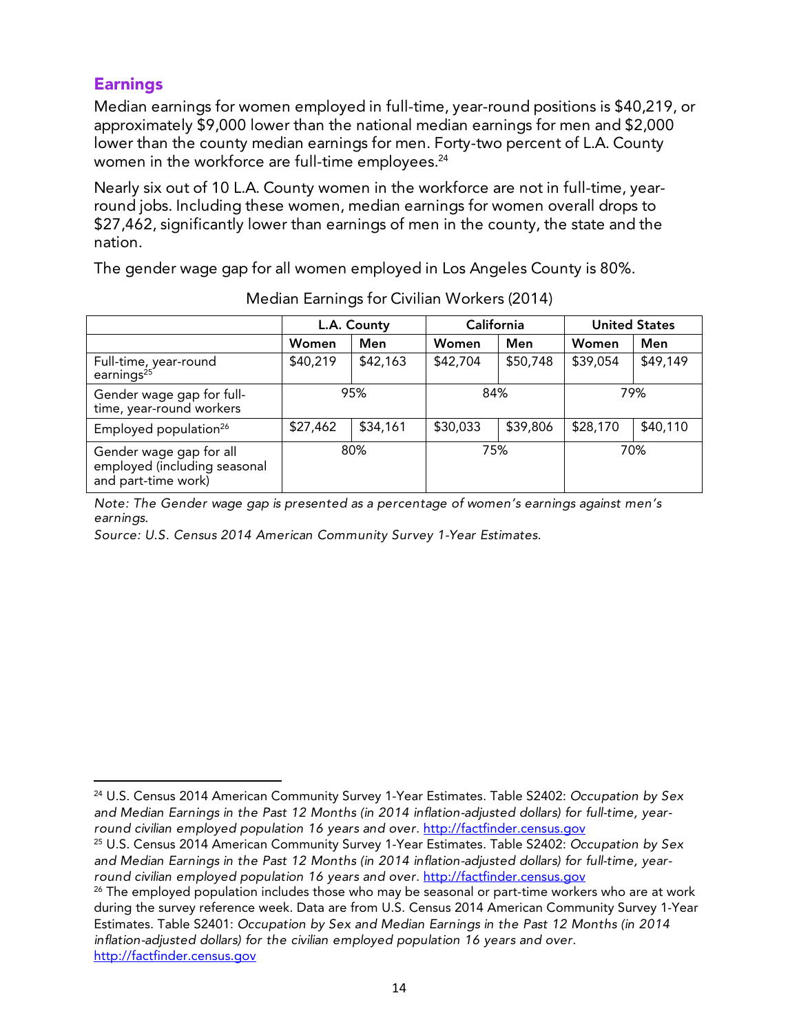## Earnings

Median earnings for women employed in full-time, year-round positions is $40,219, or approximately $9,000 lower than the national median earnings for men and $2,000 lower than the county median earnings for men. Forty-two percent of L.A. County women in the workforce are full-time employees.[24]

Nearly six out of 10 L.A. County women in the workforce are not in full-time, year-round jobs. Including these women, median earnings for women overall drops to $27,462, significantly lower than earnings of men in the county, the state and the nation.

The gender wage gap for all women employed in Los Angeles County is 80%.

Median Earnings for Civilian Workers (2014)

| | L.A. County | | California | | United States | |
|---|---|---|---|---|---|---|
| | Women | Men | Women | Men | Women | Men |
| Full-time, year-round earnings[25] | $40,219 | $42,163 | $42,704 | $50,748 | $39,054 | $49,149 |
| Gender wage gap for full-time, year-round workers | 95% | | 84% | | 79% | |
| Employed population[26] | $27,462 | $34,161 | $30,033 | $39,806 | $28,170 | $40,110 |
| Gender wage gap for all employed (including seasonal and part-time work) | 80% | | 75% | | 70% | |

*Note: The Gender wage gap is presented as a percentage of women's earnings against men's earnings.*
*Source: U.S. Census 2014 American Community Survey 1-Year Estimates.*

---

[24] U.S. Census 2014 American Community Survey 1-Year Estimates. Table S2402: *Occupation by Sex and Median Earnings in the Past 12 Months (in 2014 inflation-adjusted dollars) for full-time, year-round civilian employed population 16 years and over.* http://factfinder.census.gov

[25] U.S. Census 2014 American Community Survey 1-Year Estimates. Table S2402: *Occupation by Sex and Median Earnings in the Past 12 Months (in 2014 inflation-adjusted dollars) for full-time, year-round civilian employed population 16 years and over.* http://factfinder.census.gov

[26] The employed population includes those who may be seasonal or part-time workers who are at work during the survey reference week. Data are from U.S. Census 2014 American Community Survey 1-Year Estimates. Table S2401: *Occupation by Sex and Median Earnings in the Past 12 Months (in 2014 inflation-adjusted dollars) for the civilian employed population 16 years and over.* http://factfinder.census.gov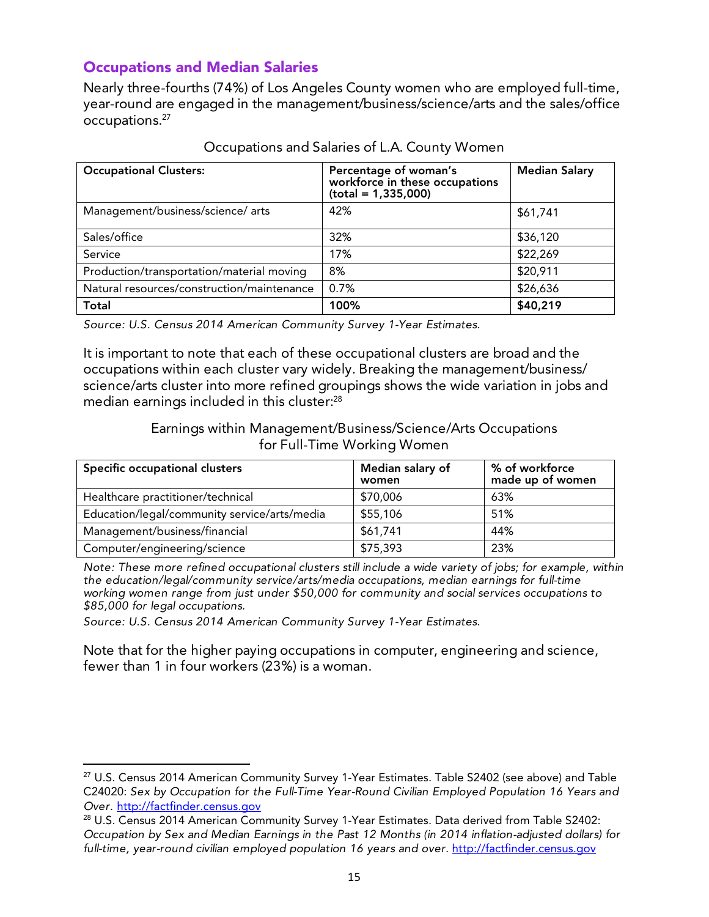## Occupations and Median Salaries

Nearly three-fourths (74%) of Los Angeles County women who are employed full-time, year-round are engaged in the management/business/science/arts and the sales/office occupations.[27]

Occupations and Salaries of L.A. County Women

| Occupational Clusters: | Percentage of woman's workforce in these occupations (total = 1,335,000) | Median Salary |
|---|---|---|
| Management/business/science/ arts | 42% | $61,741 |
| Sales/office | 32% | $36,120 |
| Service | 17% | $22,269 |
| Production/transportation/material moving | 8% | $20,911 |
| Natural resources/construction/maintenance | 0.7% | $26,636 |
| **Total** | **100%** | **$40,219** |

*Source: U.S. Census 2014 American Community Survey 1-Year Estimates.*

It is important to note that each of these occupational clusters are broad and the occupations within each cluster vary widely. Breaking the management/business/ science/arts cluster into more refined groupings shows the wide variation in jobs and median earnings included in this cluster:[28]

Earnings within Management/Business/Science/Arts Occupations for Full-Time Working Women

| Specific occupational clusters | Median salary of women | % of workforce made up of women |
|---|---|---|
| Healthcare practitioner/technical | $70,006 | 63% |
| Education/legal/community service/arts/media | $55,106 | 51% |
| Management/business/financial | $61,741 | 44% |
| Computer/engineering/science | $75,393 | 23% |

*Note: These more refined occupational clusters still include a wide variety of jobs; for example, within the education/legal/community service/arts/media occupations, median earnings for full-time working women range from just under $50,000 for community and social services occupations to $85,000 for legal occupations.*

*Source: U.S. Census 2014 American Community Survey 1-Year Estimates.*

Note that for the higher paying occupations in computer, engineering and science, fewer than 1 in four workers (23%) is a woman.

---

[27] U.S. Census 2014 American Community Survey 1-Year Estimates. Table S2402 (see above) and Table C24020: *Sex by Occupation for the Full-Time Year-Round Civilian Employed Population 16 Years and Over*. http://factfinder.census.gov

[28] U.S. Census 2014 American Community Survey 1-Year Estimates. Data derived from Table S2402: *Occupation by Sex and Median Earnings in the Past 12 Months (in 2014 inflation-adjusted dollars) for full-time, year-round civilian employed population 16 years and over*. http://factfinder.census.gov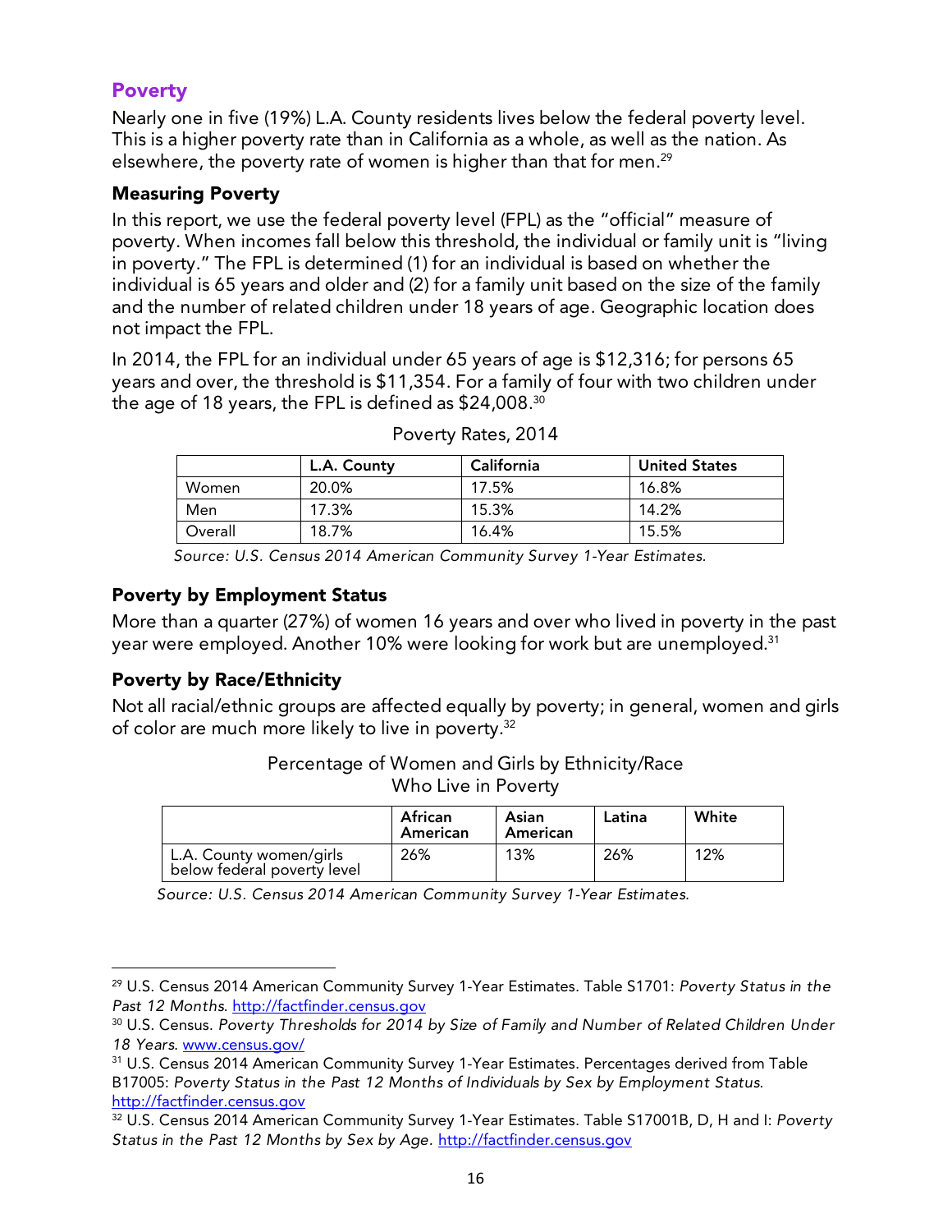## Poverty

Nearly one in five (19%) L.A. County residents lives below the federal poverty level. This is a higher poverty rate than in California as a whole, as well as the nation. As elsewhere, the poverty rate of women is higher than that for men.[29]

### Measuring Poverty

In this report, we use the federal poverty level (FPL) as the "official" measure of poverty. When incomes fall below this threshold, the individual or family unit is "living in poverty." The FPL is determined (1) for an individual is based on whether the individual is 65 years and older and (2) for a family unit based on the size of the family and the number of related children under 18 years of age. Geographic location does not impact the FPL.

In 2014, the FPL for an individual under 65 years of age is $12,316; for persons 65 years and over, the threshold is $11,354. For a family of four with two children under the age of 18 years, the FPL is defined as $24,008.[30]

Poverty Rates, 2014

| | L.A. County | California | United States |
|---|---|---|---|
| Women | 20.0% | 17.5% | 16.8% |
| Men | 17.3% | 15.3% | 14.2% |
| Overall | 18.7% | 16.4% | 15.5% |

*Source: U.S. Census 2014 American Community Survey 1-Year Estimates.*

### Poverty by Employment Status

More than a quarter (27%) of women 16 years and over who lived in poverty in the past year were employed. Another 10% were looking for work but are unemployed.[31]

### Poverty by Race/Ethnicity

Not all racial/ethnic groups are affected equally by poverty; in general, women and girls of color are much more likely to live in poverty.[32]

Percentage of Women and Girls by Ethnicity/Race
Who Live in Poverty

| | African American | Asian American | Latina | White |
|---|---|---|---|---|
| L.A. County women/girls below federal poverty level | 26% | 13% | 26% | 12% |

*Source: U.S. Census 2014 American Community Survey 1-Year Estimates.*

---

[29] U.S. Census 2014 American Community Survey 1-Year Estimates. Table S1701: *Poverty Status in the Past 12 Months*. http://factfinder.census.gov

[30] U.S. Census. *Poverty Thresholds for 2014 by Size of Family and Number of Related Children Under 18 Years*. www.census.gov/

[31] U.S. Census 2014 American Community Survey 1-Year Estimates. Percentages derived from Table B17005: *Poverty Status in the Past 12 Months of Individuals by Sex by Employment Status*. http://factfinder.census.gov

[32] U.S. Census 2014 American Community Survey 1-Year Estimates. Table S17001B, D, H and I: *Poverty Status in the Past 12 Months by Sex by Age*. http://factfinder.census.gov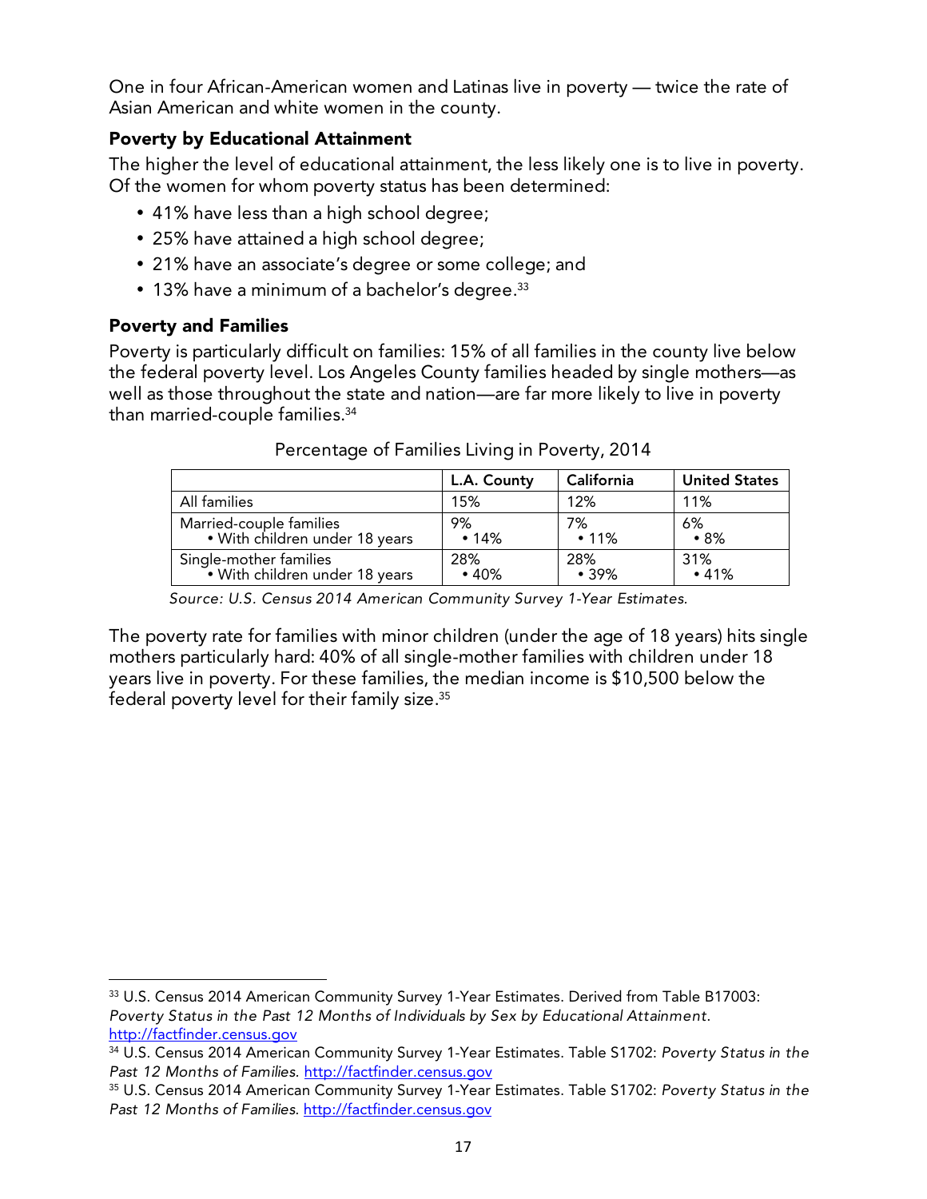One in four African-American women and Latinas live in poverty — twice the rate of Asian American and white women in the county.

### Poverty by Educational Attainment

The higher the level of educational attainment, the less likely one is to live in poverty. Of the women for whom poverty status has been determined:

- 41% have less than a high school degree;
- 25% have attained a high school degree;
- 21% have an associate's degree or some college; and
- 13% have a minimum of a bachelor's degree.[33]

### Poverty and Families

Poverty is particularly difficult on families: 15% of all families in the county live below the federal poverty level. Los Angeles County families headed by single mothers—as well as those throughout the state and nation—are far more likely to live in poverty than married-couple families.[34]

Percentage of Families Living in Poverty, 2014

| | L.A. County | California | United States |
|---|---|---|---|
| All families | 15% | 12% | 11% |
| Married-couple families<br>• With children under 18 years | 9%<br>• 14% | 7%<br>• 11% | 6%<br>• 8% |
| Single-mother families<br>• With children under 18 years | 28%<br>• 40% | 28%<br>• 39% | 31%<br>• 41% |

*Source: U.S. Census 2014 American Community Survey 1-Year Estimates.*

The poverty rate for families with minor children (under the age of 18 years) hits single mothers particularly hard: 40% of all single-mother families with children under 18 years live in poverty. For these families, the median income is $10,500 below the federal poverty level for their family size.[35]

---

[33] U.S. Census 2014 American Community Survey 1-Year Estimates. Derived from Table B17003: *Poverty Status in the Past 12 Months of Individuals by Sex by Educational Attainment.* http://factfinder.census.gov

[34] U.S. Census 2014 American Community Survey 1-Year Estimates. Table S1702: *Poverty Status in the Past 12 Months of Families.* http://factfinder.census.gov

[35] U.S. Census 2014 American Community Survey 1-Year Estimates. Table S1702: *Poverty Status in the Past 12 Months of Families.* http://factfinder.census.gov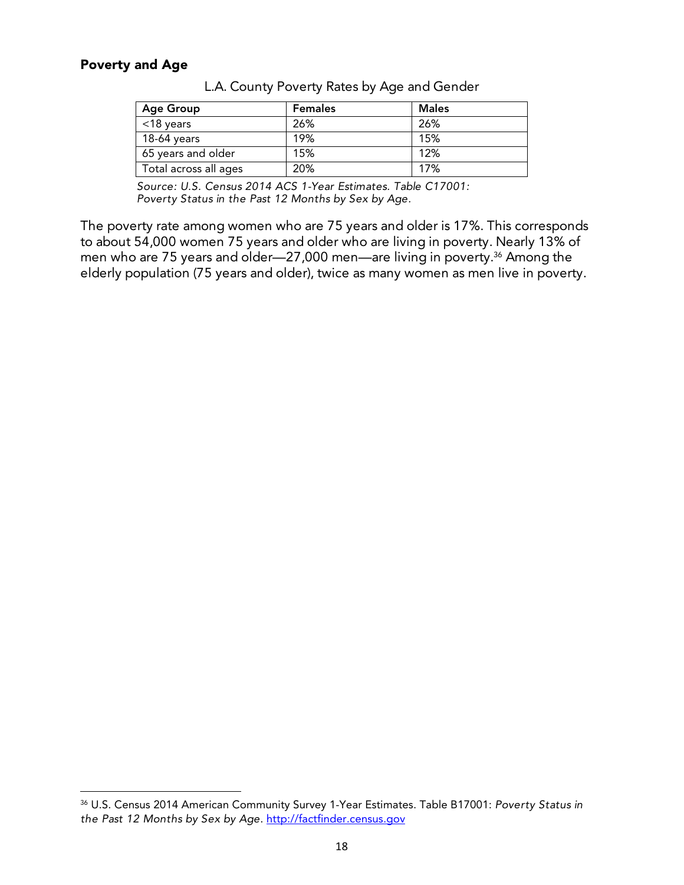### Poverty and Age

L.A. County Poverty Rates by Age and Gender

| Age Group | Females | Males |
| --- | --- | --- |
| <18 years | 26% | 26% |
| 18-64 years | 19% | 15% |
| 65 years and older | 15% | 12% |
| Total across all ages | 20% | 17% |

*Source: U.S. Census 2014 ACS 1-Year Estimates. Table C17001: Poverty Status in the Past 12 Months by Sex by Age.*

The poverty rate among women who are 75 years and older is 17%. This corresponds to about 54,000 women 75 years and older who are living in poverty. Nearly 13% of men who are 75 years and older—27,000 men—are living in poverty.[36] Among the elderly population (75 years and older), twice as many women as men live in poverty.

---

[36] U.S. Census 2014 American Community Survey 1-Year Estimates. Table B17001: *Poverty Status in the Past 12 Months by Sex by Age*. http://factfinder.census.gov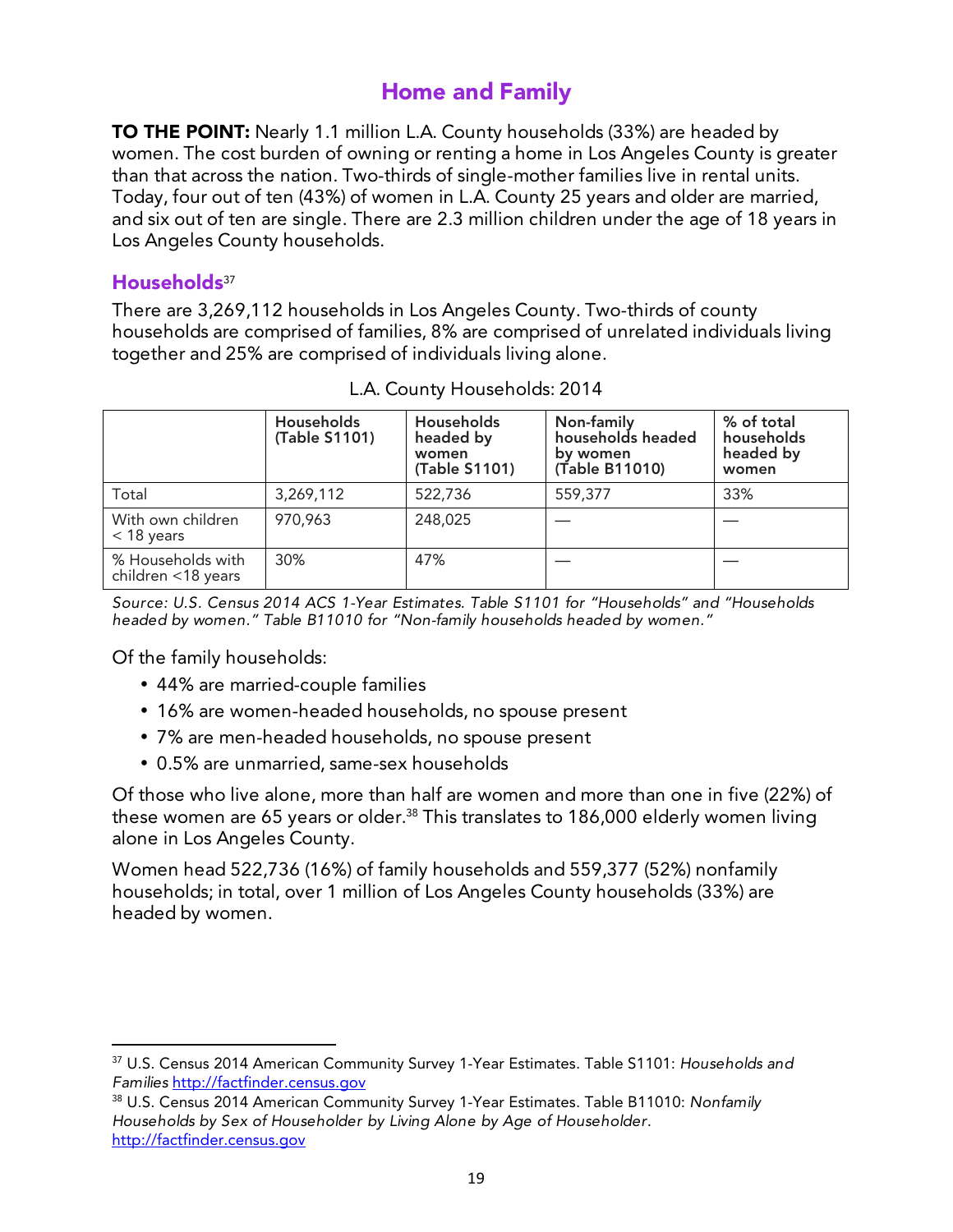## Home and Family

**TO THE POINT:** Nearly 1.1 million L.A. County households (33%) are headed by women. The cost burden of owning or renting a home in Los Angeles County is greater than that across the nation. Two-thirds of single-mother families live in rental units. Today, four out of ten (43%) of women in L.A. County 25 years and older are married, and six out of ten are single. There are 2.3 million children under the age of 18 years in Los Angeles County households.

### Households[37]

There are 3,269,112 households in Los Angeles County. Two-thirds of county households are comprised of families, 8% are comprised of unrelated individuals living together and 25% are comprised of individuals living alone.

L.A. County Households: 2014

| | Households (Table S1101) | Households headed by women (Table S1101) | Non-family households headed by women (Table B11010) | % of total households headed by women |
|---|---|---|---|---|
| Total | 3,269,112 | 522,736 | 559,377 | 33% |
| With own children < 18 years | 970,963 | 248,025 | — | — |
| % Households with children <18 years | 30% | 47% | — | — |

*Source: U.S. Census 2014 ACS 1-Year Estimates. Table S1101 for "Households" and "Households headed by women." Table B11010 for "Non-family households headed by women."*

Of the family households:

- 44% are married-couple families
- 16% are women-headed households, no spouse present
- 7% are men-headed households, no spouse present
- 0.5% are unmarried, same-sex households

Of those who live alone, more than half are women and more than one in five (22%) of these women are 65 years or older.[38] This translates to 186,000 elderly women living alone in Los Angeles County.

Women head 522,736 (16%) of family households and 559,377 (52%) nonfamily households; in total, over 1 million of Los Angeles County households (33%) are headed by women.

---

[37] U.S. Census 2014 American Community Survey 1-Year Estimates. Table S1101: *Households and Families* http://factfinder.census.gov

[38] U.S. Census 2014 American Community Survey 1-Year Estimates. Table B11010: *Nonfamily Households by Sex of Householder by Living Alone by Age of Householder*. http://factfinder.census.gov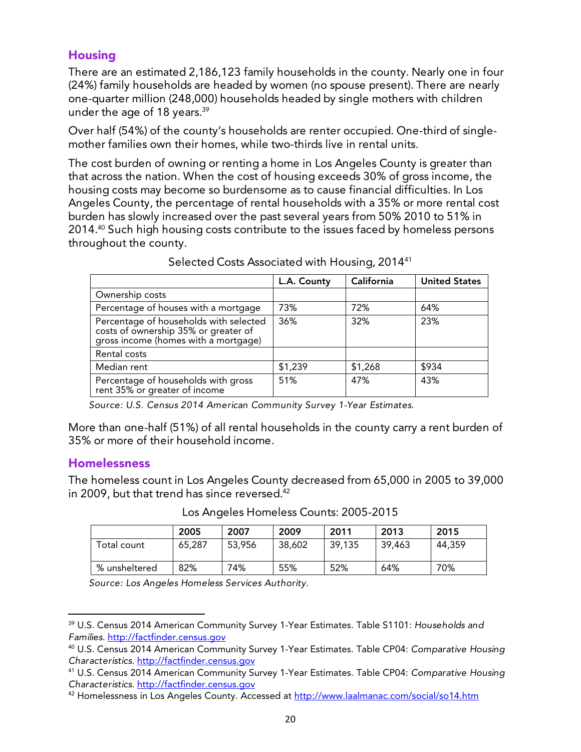## Housing

There are an estimated 2,186,123 family households in the county. Nearly one in four (24%) family households are headed by women (no spouse present). There are nearly one-quarter million (248,000) households headed by single mothers with children under the age of 18 years.[39]

Over half (54%) of the county's households are renter occupied. One-third of single-mother families own their homes, while two-thirds live in rental units.

The cost burden of owning or renting a home in Los Angeles County is greater than that across the nation. When the cost of housing exceeds 30% of gross income, the housing costs may become so burdensome as to cause financial difficulties. In Los Angeles County, the percentage of rental households with a 35% or more rental cost burden has slowly increased over the past several years from 50% 2010 to 51% in 2014.[40] Such high housing costs contribute to the issues faced by homeless persons throughout the county.

Selected Costs Associated with Housing, 2014[41]

| | L.A. County | California | United States |
|---|---|---|---|
| Ownership costs | | | |
| Percentage of houses with a mortgage | 73% | 72% | 64% |
| Percentage of households with selected costs of ownership 35% or greater of gross income (homes with a mortgage) | 36% | 32% | 23% |
| Rental costs | | | |
| Median rent | $1,239 | $1,268 | $934 |
| Percentage of households with gross rent 35% or greater of income | 51% | 47% | 43% |

*Source: U.S. Census 2014 American Community Survey 1-Year Estimates.*

More than one-half (51%) of all rental households in the county carry a rent burden of 35% or more of their household income.

## Homelessness

The homeless count in Los Angeles County decreased from 65,000 in 2005 to 39,000 in 2009, but that trend has since reversed.[42]

Los Angeles Homeless Counts: 2005-2015

| | 2005 | 2007 | 2009 | 2011 | 2013 | 2015 |
|---|---|---|---|---|---|---|
| Total count | 65,287 | 53,956 | 38,602 | 39,135 | 39,463 | 44,359 |
| % unsheltered | 82% | 74% | 55% | 52% | 64% | 70% |

*Source: Los Angeles Homeless Services Authority.*

---

[39] U.S. Census 2014 American Community Survey 1-Year Estimates. Table S1101: *Households and Families*. http://factfinder.census.gov

[40] U.S. Census 2014 American Community Survey 1-Year Estimates. Table CP04: *Comparative Housing Characteristics*. http://factfinder.census.gov

[41] U.S. Census 2014 American Community Survey 1-Year Estimates. Table CP04: *Comparative Housing Characteristics*. http://factfinder.census.gov

[42] Homelessness in Los Angeles County. Accessed at http://www.laalmanac.com/social/so14.htm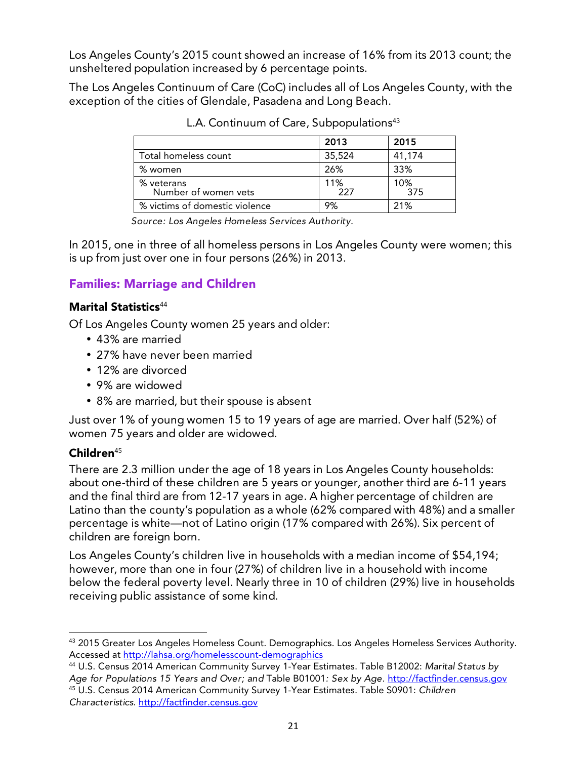Los Angeles County's 2015 count showed an increase of 16% from its 2013 count; the unsheltered population increased by 6 percentage points.

The Los Angeles Continuum of Care (CoC) includes all of Los Angeles County, with the exception of the cities of Glendale, Pasadena and Long Beach.

L.A. Continuum of Care, Subpopulations[43]

| | 2013 | 2015 |
|---|---|---|
| Total homeless count | 35,524 | 41,174 |
| % women | 26% | 33% |
| % veterans<br>Number of women vets | 11%<br>227 | 10%<br>375 |
| % victims of domestic violence | 9% | 21% |

*Source: Los Angeles Homeless Services Authority.*

In 2015, one in three of all homeless persons in Los Angeles County were women; this is up from just over one in four persons (26%) in 2013.

## Families: Marriage and Children

### Marital Statistics[44]

Of Los Angeles County women 25 years and older:

- 43% are married
- 27% have never been married
- 12% are divorced
- 9% are widowed
- 8% are married, but their spouse is absent

Just over 1% of young women 15 to 19 years of age are married. Over half (52%) of women 75 years and older are widowed.

### Children[45]

There are 2.3 million under the age of 18 years in Los Angeles County households: about one-third of these children are 5 years or younger, another third are 6-11 years and the final third are from 12-17 years in age. A higher percentage of children are Latino than the county's population as a whole (62% compared with 48%) and a smaller percentage is white—not of Latino origin (17% compared with 26%). Six percent of children are foreign born.

Los Angeles County's children live in households with a median income of $54,194; however, more than one in four (27%) of children live in a household with income below the federal poverty level. Nearly three in 10 of children (29%) live in households receiving public assistance of some kind.

---

[43] 2015 Greater Los Angeles Homeless Count. Demographics. Los Angeles Homeless Services Authority. Accessed at http://lahsa.org/homelesscount-demographics

[44] U.S. Census 2014 American Community Survey 1-Year Estimates. Table B12002: *Marital Status by Age for Populations 15 Years and Over; and* Table B01001*: Sex by Age*. http://factfinder.census.gov

[45] U.S. Census 2014 American Community Survey 1-Year Estimates. Table S0901: *Children Characteristics.* http://factfinder.census.gov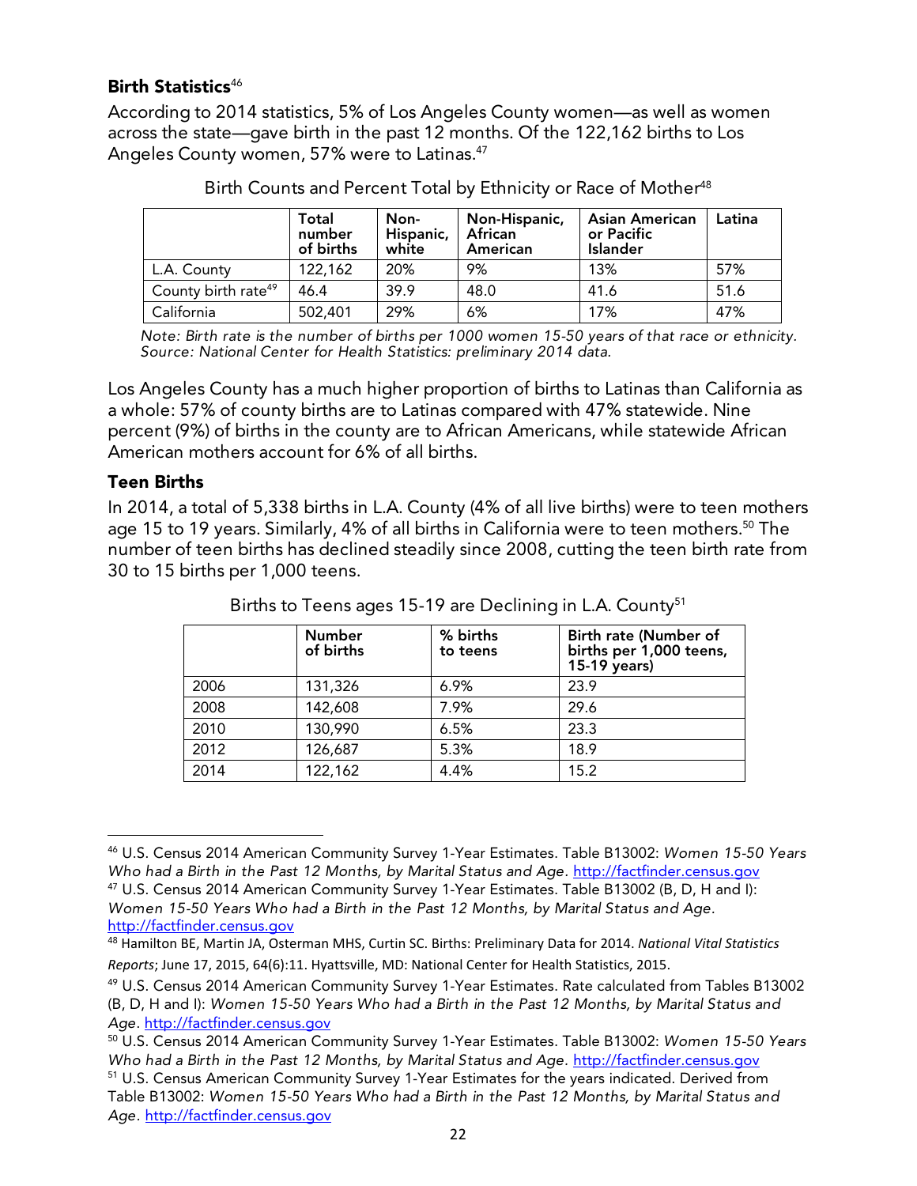### Birth Statistics[46]

According to 2014 statistics, 5% of Los Angeles County women—as well as women across the state—gave birth in the past 12 months. Of the 122,162 births to Los Angeles County women, 57% were to Latinas.[47]

Birth Counts and Percent Total by Ethnicity or Race of Mother[48]

| | Total number of births | Non-Hispanic, white | Non-Hispanic, African American | Asian American or Pacific Islander | Latina |
|---|---|---|---|---|---|
| L.A. County | 122,162 | 20% | 9% | 13% | 57% |
| County birth rate[49] | 46.4 | 39.9 | 48.0 | 41.6 | 51.6 |
| California | 502,401 | 29% | 6% | 17% | 47% |

*Note: Birth rate is the number of births per 1000 women 15-50 years of that race or ethnicity. Source: National Center for Health Statistics: preliminary 2014 data.*

Los Angeles County has a much higher proportion of births to Latinas than California as a whole: 57% of county births are to Latinas compared with 47% statewide. Nine percent (9%) of births in the county are to African Americans, while statewide African American mothers account for 6% of all births.

### Teen Births

In 2014, a total of 5,338 births in L.A. County (4% of all live births) were to teen mothers age 15 to 19 years. Similarly, 4% of all births in California were to teen mothers.[50] The number of teen births has declined steadily since 2008, cutting the teen birth rate from 30 to 15 births per 1,000 teens.

Births to Teens ages 15-19 are Declining in L.A. County[51]

| | Number of births | % births to teens | Birth rate (Number of births per 1,000 teens, 15-19 years) |
|---|---|---|---|
| 2006 | 131,326 | 6.9% | 23.9 |
| 2008 | 142,608 | 7.9% | 29.6 |
| 2010 | 130,990 | 6.5% | 23.3 |
| 2012 | 126,687 | 5.3% | 18.9 |
| 2014 | 122,162 | 4.4% | 15.2 |

---

[46] U.S. Census 2014 American Community Survey 1-Year Estimates. Table B13002: *Women 15-50 Years Who had a Birth in the Past 12 Months, by Marital Status and Age*. http://factfinder.census.gov

[47] U.S. Census 2014 American Community Survey 1-Year Estimates. Table B13002 (B, D, H and I): *Women 15-50 Years Who had a Birth in the Past 12 Months, by Marital Status and Age*. http://factfinder.census.gov

[48] Hamilton BE, Martin JA, Osterman MHS, Curtin SC. Births: Preliminary Data for 2014. *National Vital Statistics Reports*; June 17, 2015, 64(6):11. Hyattsville, MD: National Center for Health Statistics, 2015.

[49] U.S. Census 2014 American Community Survey 1-Year Estimates. Rate calculated from Tables B13002 (B, D, H and I): *Women 15-50 Years Who had a Birth in the Past 12 Months, by Marital Status and Age*. http://factfinder.census.gov

[50] U.S. Census 2014 American Community Survey 1-Year Estimates. Table B13002: *Women 15-50 Years Who had a Birth in the Past 12 Months, by Marital Status and Age*. http://factfinder.census.gov

[51] U.S. Census American Community Survey 1-Year Estimates for the years indicated. Derived from Table B13002: *Women 15-50 Years Who had a Birth in the Past 12 Months, by Marital Status and Age*. http://factfinder.census.gov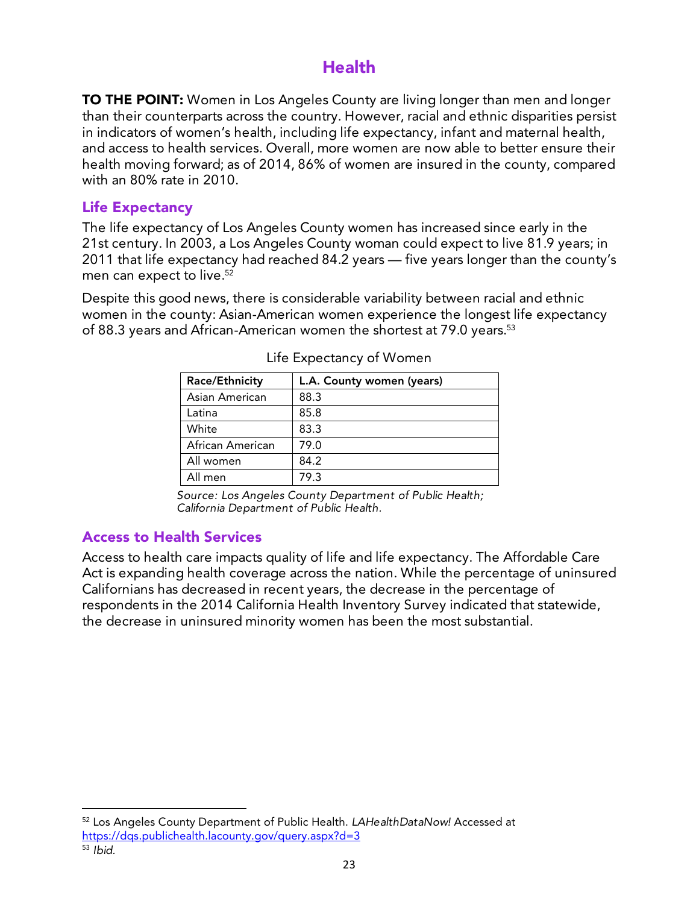# Health

**TO THE POINT:** Women in Los Angeles County are living longer than men and longer than their counterparts across the country. However, racial and ethnic disparities persist in indicators of women's health, including life expectancy, infant and maternal health, and access to health services. Overall, more women are now able to better ensure their health moving forward; as of 2014, 86% of women are insured in the county, compared with an 80% rate in 2010.

## Life Expectancy

The life expectancy of Los Angeles County women has increased since early in the 21st century. In 2003, a Los Angeles County woman could expect to live 81.9 years; in 2011 that life expectancy had reached 84.2 years — five years longer than the county's men can expect to live.[52]

Despite this good news, there is considerable variability between racial and ethnic women in the county: Asian-American women experience the longest life expectancy of 88.3 years and African-American women the shortest at 79.0 years.[53]

Life Expectancy of Women

| Race/Ethnicity | L.A. County women (years) |
|---|---|
| Asian American | 88.3 |
| Latina | 85.8 |
| White | 83.3 |
| African American | 79.0 |
| All women | 84.2 |
| All men | 79.3 |

*Source: Los Angeles County Department of Public Health; California Department of Public Health.*

## Access to Health Services

Access to health care impacts quality of life and life expectancy. The Affordable Care Act is expanding health coverage across the nation. While the percentage of uninsured Californians has decreased in recent years, the decrease in the percentage of respondents in the 2014 California Health Inventory Survey indicated that statewide, the decrease in uninsured minority women has been the most substantial.

---

[52] Los Angeles County Department of Public Health. *LAHealthDataNow!* Accessed at https://dqs.publichealth.lacounty.gov/query.aspx?d=3

[53] *Ibid.*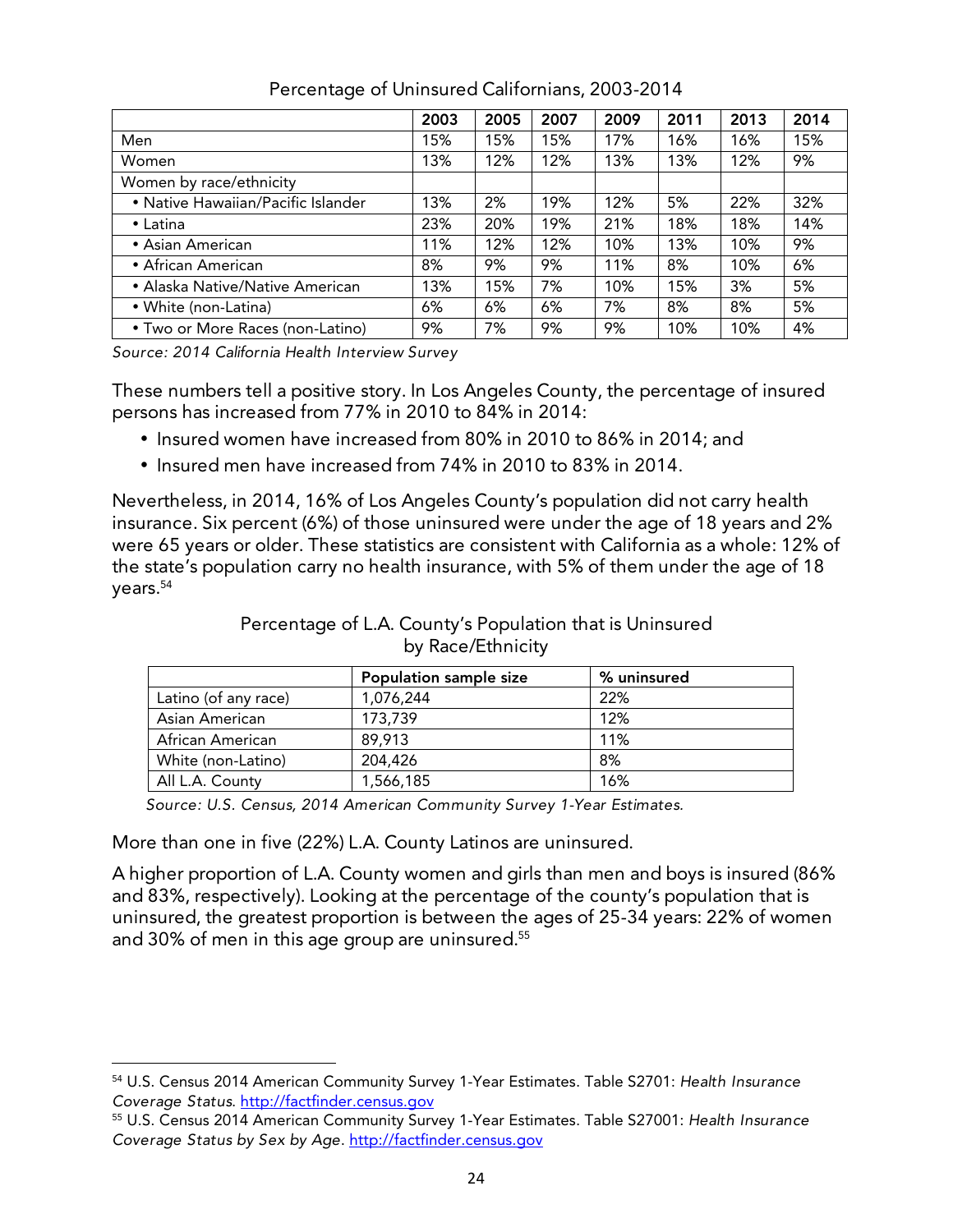Percentage of Uninsured Californians, 2003-2014

| | 2003 | 2005 | 2007 | 2009 | 2011 | 2013 | 2014 |
|---|---|---|---|---|---|---|---|
| Men | 15% | 15% | 15% | 17% | 16% | 16% | 15% |
| Women | 13% | 12% | 12% | 13% | 13% | 12% | 9% |
| Women by race/ethnicity | | | | | | | |
| • Native Hawaiian/Pacific Islander | 13% | 2% | 19% | 12% | 5% | 22% | 32% |
| • Latina | 23% | 20% | 19% | 21% | 18% | 18% | 14% |
| • Asian American | 11% | 12% | 12% | 10% | 13% | 10% | 9% |
| • African American | 8% | 9% | 9% | 11% | 8% | 10% | 6% |
| • Alaska Native/Native American | 13% | 15% | 7% | 10% | 15% | 3% | 5% |
| • White (non-Latina) | 6% | 6% | 6% | 7% | 8% | 8% | 5% |
| • Two or More Races (non-Latino) | 9% | 7% | 9% | 9% | 10% | 10% | 4% |

*Source: 2014 California Health Interview Survey*

These numbers tell a positive story. In Los Angeles County, the percentage of insured persons has increased from 77% in 2010 to 84% in 2014:

- Insured women have increased from 80% in 2010 to 86% in 2014; and
- Insured men have increased from 74% in 2010 to 83% in 2014.

Nevertheless, in 2014, 16% of Los Angeles County's population did not carry health insurance. Six percent (6%) of those uninsured were under the age of 18 years and 2% were 65 years or older. These statistics are consistent with California as a whole: 12% of the state's population carry no health insurance, with 5% of them under the age of 18 years.[54]

Percentage of L.A. County's Population that is Uninsured by Race/Ethnicity

| | Population sample size | % uninsured |
|---|---|---|
| Latino (of any race) | 1,076,244 | 22% |
| Asian American | 173,739 | 12% |
| African American | 89,913 | 11% |
| White (non-Latino) | 204,426 | 8% |
| All L.A. County | 1,566,185 | 16% |

*Source: U.S. Census, 2014 American Community Survey 1-Year Estimates.*

More than one in five (22%) L.A. County Latinos are uninsured.

A higher proportion of L.A. County women and girls than men and boys is insured (86% and 83%, respectively). Looking at the percentage of the county's population that is uninsured, the greatest proportion is between the ages of 25-34 years: 22% of women and 30% of men in this age group are uninsured.[55]

---

[54] U.S. Census 2014 American Community Survey 1-Year Estimates. Table S2701: *Health Insurance Coverage Status*. http://factfinder.census.gov

[55] U.S. Census 2014 American Community Survey 1-Year Estimates. Table S27001: *Health Insurance Coverage Status by Sex by Age*. http://factfinder.census.gov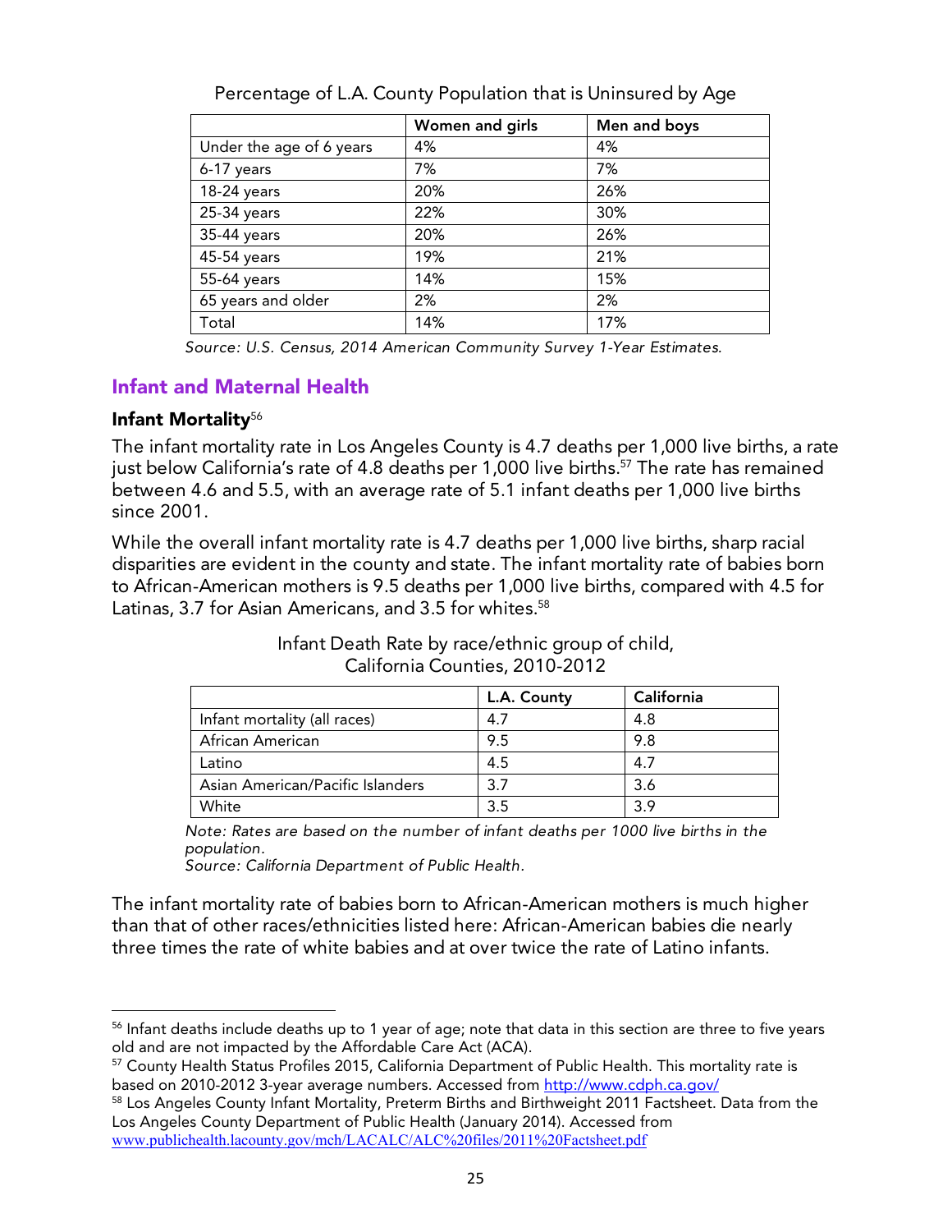Percentage of L.A. County Population that is Uninsured by Age

| | Women and girls | Men and boys |
|---|---|---|
| Under the age of 6 years | 4% | 4% |
| 6-17 years | 7% | 7% |
| 18-24 years | 20% | 26% |
| 25-34 years | 22% | 30% |
| 35-44 years | 20% | 26% |
| 45-54 years | 19% | 21% |
| 55-64 years | 14% | 15% |
| 65 years and older | 2% | 2% |
| Total | 14% | 17% |

*Source: U.S. Census, 2014 American Community Survey 1-Year Estimates.*

## Infant and Maternal Health

### Infant Mortality[56]

The infant mortality rate in Los Angeles County is 4.7 deaths per 1,000 live births, a rate just below California's rate of 4.8 deaths per 1,000 live births.[57] The rate has remained between 4.6 and 5.5, with an average rate of 5.1 infant deaths per 1,000 live births since 2001.

While the overall infant mortality rate is 4.7 deaths per 1,000 live births, sharp racial disparities are evident in the county and state. The infant mortality rate of babies born to African-American mothers is 9.5 deaths per 1,000 live births, compared with 4.5 for Latinas, 3.7 for Asian Americans, and 3.5 for whites.[58]

Infant Death Rate by race/ethnic group of child,
California Counties, 2010-2012

| | L.A. County | California |
|---|---|---|
| Infant mortality (all races) | 4.7 | 4.8 |
| African American | 9.5 | 9.8 |
| Latino | 4.5 | 4.7 |
| Asian American/Pacific Islanders | 3.7 | 3.6 |
| White | 3.5 | 3.9 |

*Note: Rates are based on the number of infant deaths per 1000 live births in the population.*
*Source: California Department of Public Health.*

The infant mortality rate of babies born to African-American mothers is much higher than that of other races/ethnicities listed here: African-American babies die nearly three times the rate of white babies and at over twice the rate of Latino infants.

---

[56] Infant deaths include deaths up to 1 year of age; note that data in this section are three to five years old and are not impacted by the Affordable Care Act (ACA).

[57] County Health Status Profiles 2015, California Department of Public Health. This mortality rate is based on 2010-2012 3-year average numbers. Accessed from http://www.cdph.ca.gov/

[58] Los Angeles County Infant Mortality, Preterm Births and Birthweight 2011 Factsheet. Data from the Los Angeles County Department of Public Health (January 2014). Accessed from www.publichealth.lacounty.gov/mch/LACALC/ALC%20files/2011%20Factsheet.pdf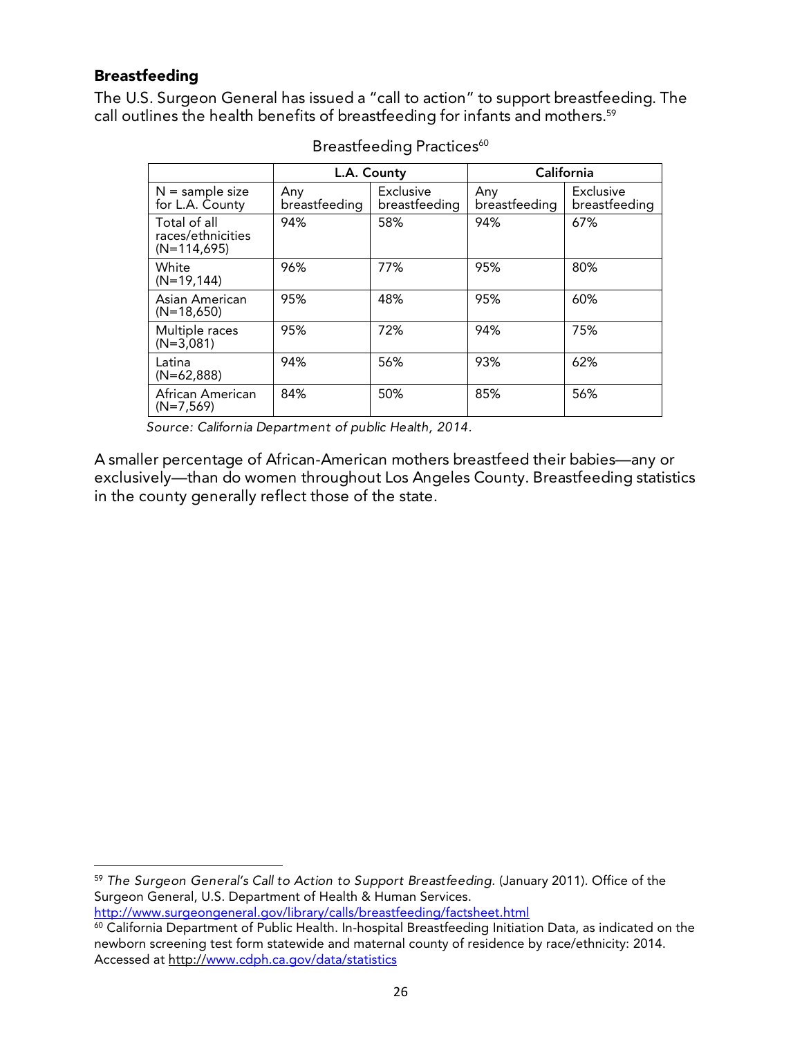### Breastfeeding

The U.S. Surgeon General has issued a "call to action" to support breastfeeding. The call outlines the health benefits of breastfeeding for infants and mothers.[59]

Breastfeeding Practices[60]

| | L.A. County | | California | |
|---|---|---|---|---|
| N = sample size for L.A. County | Any breastfeeding | Exclusive breastfeeding | Any breastfeeding | Exclusive breastfeeding |
| Total of all races/ethnicities (N=114,695) | 94% | 58% | 94% | 67% |
| White (N=19,144) | 96% | 77% | 95% | 80% |
| Asian American (N=18,650) | 95% | 48% | 95% | 60% |
| Multiple races (N=3,081) | 95% | 72% | 94% | 75% |
| Latina (N=62,888) | 94% | 56% | 93% | 62% |
| African American (N=7,569) | 84% | 50% | 85% | 56% |

*Source: California Department of public Health, 2014.*

A smaller percentage of African-American mothers breastfeed their babies—any or exclusively—than do women throughout Los Angeles County. Breastfeeding statistics in the county generally reflect those of the state.

---

[59] *The Surgeon General's Call to Action to Support Breastfeeding.* (January 2011). Office of the Surgeon General, U.S. Department of Health & Human Services. http://www.surgeongeneral.gov/library/calls/breastfeeding/factsheet.html

[60] California Department of Public Health. In-hospital Breastfeeding Initiation Data, as indicated on the newborn screening test form statewide and maternal county of residence by race/ethnicity: 2014. Accessed at http://www.cdph.ca.gov/data/statistics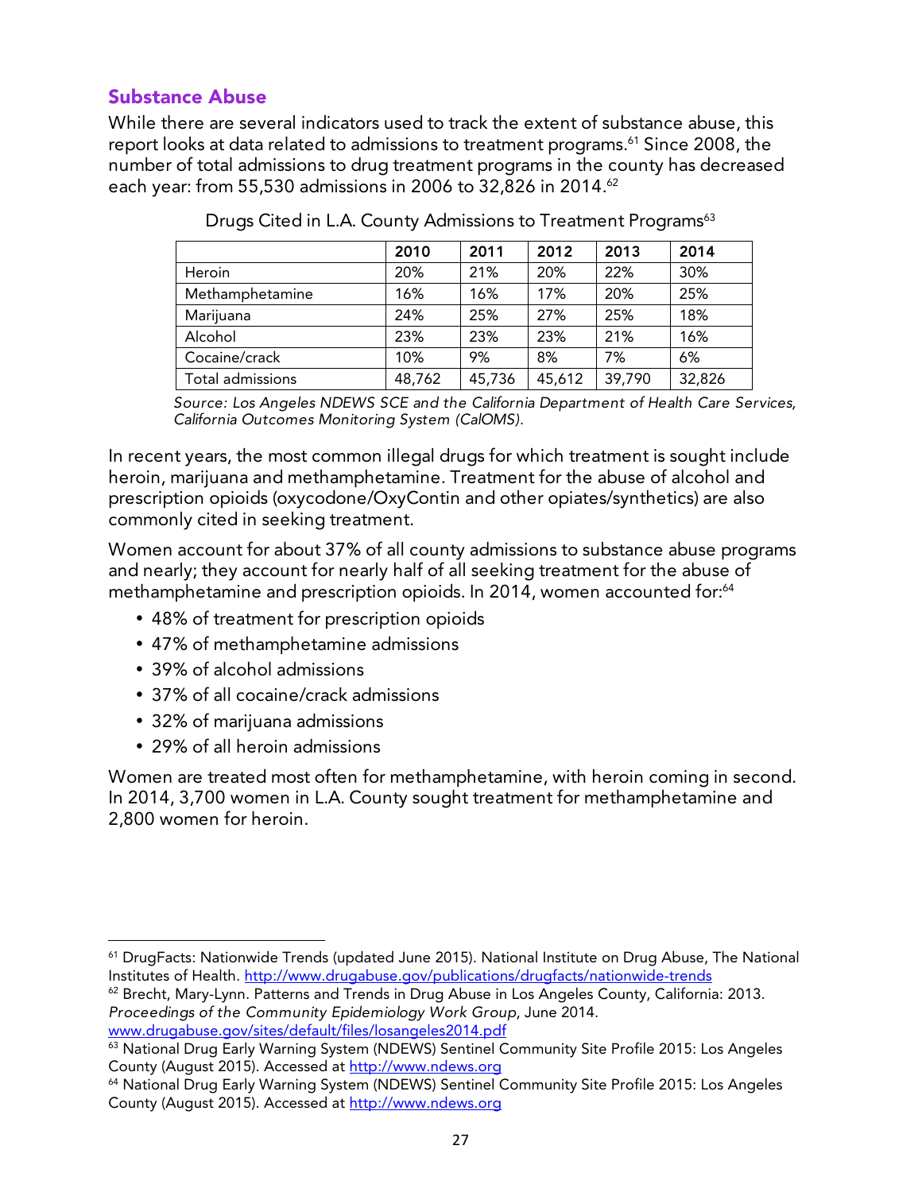## Substance Abuse

While there are several indicators used to track the extent of substance abuse, this report looks at data related to admissions to treatment programs.[61] Since 2008, the number of total admissions to drug treatment programs in the county has decreased each year: from 55,530 admissions in 2006 to 32,826 in 2014.[62]

Drugs Cited in L.A. County Admissions to Treatment Programs[63]

| | 2010 | 2011 | 2012 | 2013 | 2014 |
|---|---|---|---|---|---|
| Heroin | 20% | 21% | 20% | 22% | 30% |
| Methamphetamine | 16% | 16% | 17% | 20% | 25% |
| Marijuana | 24% | 25% | 27% | 25% | 18% |
| Alcohol | 23% | 23% | 23% | 21% | 16% |
| Cocaine/crack | 10% | 9% | 8% | 7% | 6% |
| Total admissions | 48,762 | 45,736 | 45,612 | 39,790 | 32,826 |

*Source: Los Angeles NDEWS SCE and the California Department of Health Care Services, California Outcomes Monitoring System (CalOMS).*

In recent years, the most common illegal drugs for which treatment is sought include heroin, marijuana and methamphetamine. Treatment for the abuse of alcohol and prescription opioids (oxycodone/OxyContin and other opiates/synthetics) are also commonly cited in seeking treatment.

Women account for about 37% of all county admissions to substance abuse programs and nearly; they account for nearly half of all seeking treatment for the abuse of methamphetamine and prescription opioids. In 2014, women accounted for:[64]

- 48% of treatment for prescription opioids
- 47% of methamphetamine admissions
- 39% of alcohol admissions
- 37% of all cocaine/crack admissions
- 32% of marijuana admissions
- 29% of all heroin admissions

Women are treated most often for methamphetamine, with heroin coming in second. In 2014, 3,700 women in L.A. County sought treatment for methamphetamine and 2,800 women for heroin.

---

[61] DrugFacts: Nationwide Trends (updated June 2015). National Institute on Drug Abuse, The National Institutes of Health. http://www.drugabuse.gov/publications/drugfacts/nationwide-trends

[62] Brecht, Mary-Lynn. Patterns and Trends in Drug Abuse in Los Angeles County, California: 2013. *Proceedings of the Community Epidemiology Work Group*, June 2014. www.drugabuse.gov/sites/default/files/losangeles2014.pdf

[63] National Drug Early Warning System (NDEWS) Sentinel Community Site Profile 2015: Los Angeles County (August 2015). Accessed at http://www.ndews.org

[64] National Drug Early Warning System (NDEWS) Sentinel Community Site Profile 2015: Los Angeles County (August 2015). Accessed at http://www.ndews.org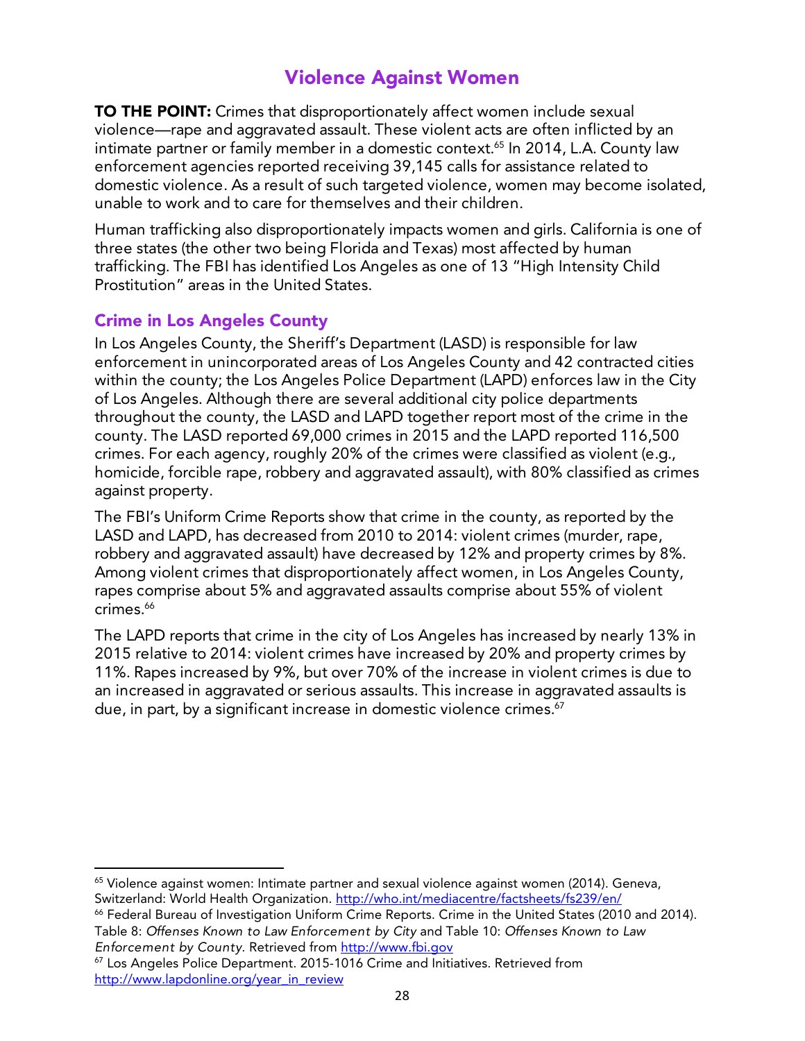## Violence Against Women

**TO THE POINT:** Crimes that disproportionately affect women include sexual violence—rape and aggravated assault. These violent acts are often inflicted by an intimate partner or family member in a domestic context.[65] In 2014, L.A. County law enforcement agencies reported receiving 39,145 calls for assistance related to domestic violence. As a result of such targeted violence, women may become isolated, unable to work and to care for themselves and their children.

Human trafficking also disproportionately impacts women and girls. California is one of three states (the other two being Florida and Texas) most affected by human trafficking. The FBI has identified Los Angeles as one of 13 "High Intensity Child Prostitution" areas in the United States.

### Crime in Los Angeles County

In Los Angeles County, the Sheriff's Department (LASD) is responsible for law enforcement in unincorporated areas of Los Angeles County and 42 contracted cities within the county; the Los Angeles Police Department (LAPD) enforces law in the City of Los Angeles. Although there are several additional city police departments throughout the county, the LASD and LAPD together report most of the crime in the county. The LASD reported 69,000 crimes in 2015 and the LAPD reported 116,500 crimes. For each agency, roughly 20% of the crimes were classified as violent (e.g., homicide, forcible rape, robbery and aggravated assault), with 80% classified as crimes against property.

The FBI's Uniform Crime Reports show that crime in the county, as reported by the LASD and LAPD, has decreased from 2010 to 2014: violent crimes (murder, rape, robbery and aggravated assault) have decreased by 12% and property crimes by 8%. Among violent crimes that disproportionately affect women, in Los Angeles County, rapes comprise about 5% and aggravated assaults comprise about 55% of violent crimes.[66]

The LAPD reports that crime in the city of Los Angeles has increased by nearly 13% in 2015 relative to 2014: violent crimes have increased by 20% and property crimes by 11%. Rapes increased by 9%, but over 70% of the increase in violent crimes is due to an increased in aggravated or serious assaults. This increase in aggravated assaults is due, in part, by a significant increase in domestic violence crimes.[67]

---

[65] Violence against women: Intimate partner and sexual violence against women (2014). Geneva, Switzerland: World Health Organization. http://who.int/mediacentre/factsheets/fs239/en/

[66] Federal Bureau of Investigation Uniform Crime Reports. Crime in the United States (2010 and 2014). Table 8: *Offenses Known to Law Enforcement by City* and Table 10: *Offenses Known to Law Enforcement by County*. Retrieved from http://www.fbi.gov

[67] Los Angeles Police Department. 2015-1016 Crime and Initiatives. Retrieved from http://www.lapdonline.org/year_in_review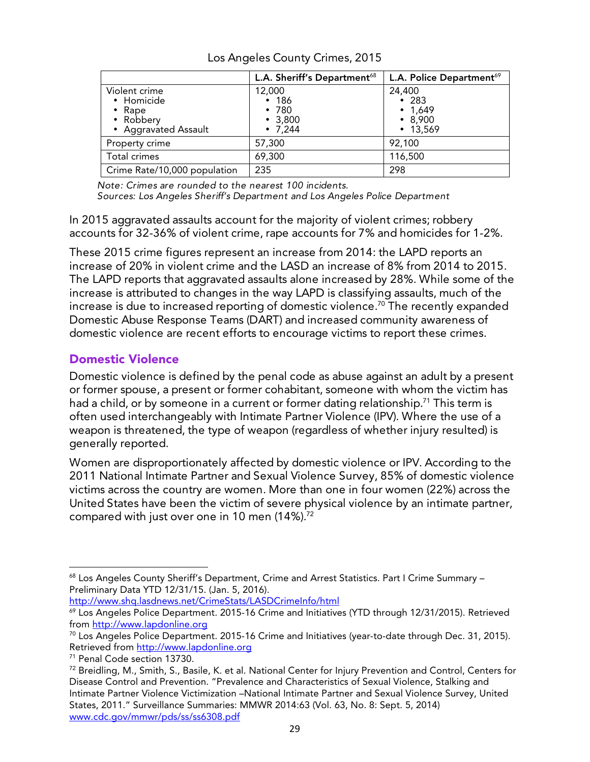Los Angeles County Crimes, 2015

| | L.A. Sheriff's Department[68] | L.A. Police Department[69] |
|---|---|---|
| Violent crime<br>• Homicide<br>• Rape<br>• Robbery<br>• Aggravated Assault | 12,000<br>• 186<br>• 780<br>• 3,800<br>• 7,244 | 24,400<br>• 283<br>• 1,649<br>• 8,900<br>• 13,569 |
| Property crime | 57,300 | 92,100 |
| Total crimes | 69,300 | 116,500 |
| Crime Rate/10,000 population | 235 | 298 |

*Note: Crimes are rounded to the nearest 100 incidents.*
*Sources: Los Angeles Sheriff's Department and Los Angeles Police Department*

In 2015 aggravated assaults account for the majority of violent crimes; robbery accounts for 32-36% of violent crime, rape accounts for 7% and homicides for 1-2%.

These 2015 crime figures represent an increase from 2014: the LAPD reports an increase of 20% in violent crime and the LASD an increase of 8% from 2014 to 2015. The LAPD reports that aggravated assaults alone increased by 28%. While some of the increase is attributed to changes in the way LAPD is classifying assaults, much of the increase is due to increased reporting of domestic violence.[70] The recently expanded Domestic Abuse Response Teams (DART) and increased community awareness of domestic violence are recent efforts to encourage victims to report these crimes.

## Domestic Violence

Domestic violence is defined by the penal code as abuse against an adult by a present or former spouse, a present or former cohabitant, someone with whom the victim has had a child, or by someone in a current or former dating relationship.[71] This term is often used interchangeably with Intimate Partner Violence (IPV). Where the use of a weapon is threatened, the type of weapon (regardless of whether injury resulted) is generally reported.

Women are disproportionately affected by domestic violence or IPV. According to the 2011 National Intimate Partner and Sexual Violence Survey, 85% of domestic violence victims across the country are women. More than one in four women (22%) across the United States have been the victim of severe physical violence by an intimate partner, compared with just over one in 10 men (14%).[72]

---

[68] Los Angeles County Sheriff's Department, Crime and Arrest Statistics. Part I Crime Summary – Preliminary Data YTD 12/31/15. (Jan. 5, 2016). http://www.shq.lasdnews.net/CrimeStats/LASDCrimeInfo/html

[69] Los Angeles Police Department. 2015-16 Crime and Initiatives (YTD through 12/31/2015). Retrieved from http://www.lapdonline.org

[70] Los Angeles Police Department. 2015-16 Crime and Initiatives (year-to-date through Dec. 31, 2015). Retrieved from http://www.lapdonline.org

[71] Penal Code section 13730.

[72] Breidling, M., Smith, S., Basile, K. et al. National Center for Injury Prevention and Control, Centers for Disease Control and Prevention. "Prevalence and Characteristics of Sexual Violence, Stalking and Intimate Partner Violence Victimization –National Intimate Partner and Sexual Violence Survey, United States, 2011." Surveillance Summaries: MMWR 2014:63 (Vol. 63, No. 8: Sept. 5, 2014) www.cdc.gov/mmwr/pds/ss/ss6308.pdf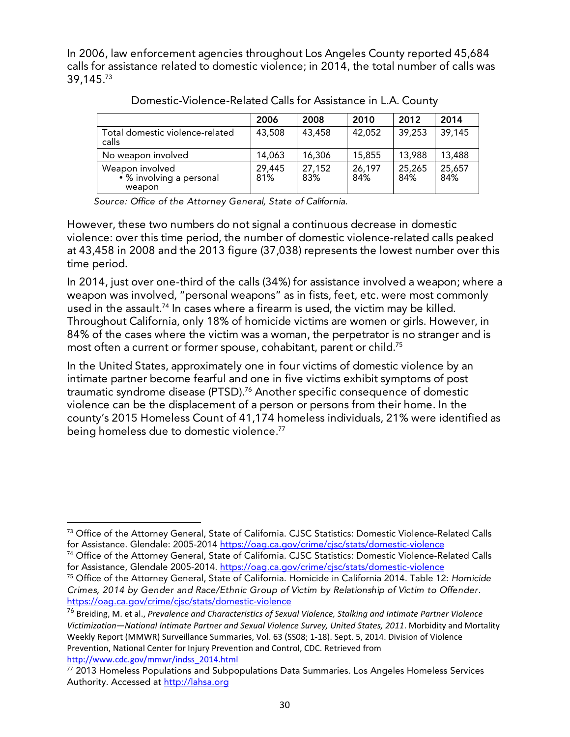In 2006, law enforcement agencies throughout Los Angeles County reported 45,684 calls for assistance related to domestic violence; in 2014, the total number of calls was 39,145.[73]

Domestic-Violence-Related Calls for Assistance in L.A. County

| | 2006 | 2008 | 2010 | 2012 | 2014 |
|---|---|---|---|---|---|
| Total domestic violence-related calls | 43,508 | 43,458 | 42,052 | 39,253 | 39,145 |
| No weapon involved | 14,063 | 16,306 | 15,855 | 13,988 | 13,488 |
| Weapon involved<br>• % involving a personal weapon | 29,445<br>81% | 27,152<br>83% | 26,197<br>84% | 25,265<br>84% | 25,657<br>84% |

*Source: Office of the Attorney General, State of California.*

However, these two numbers do not signal a continuous decrease in domestic violence: over this time period, the number of domestic violence-related calls peaked at 43,458 in 2008 and the 2013 figure (37,038) represents the lowest number over this time period.

In 2014, just over one-third of the calls (34%) for assistance involved a weapon; where a weapon was involved, "personal weapons" as in fists, feet, etc. were most commonly used in the assault.[74] In cases where a firearm is used, the victim may be killed. Throughout California, only 18% of homicide victims are women or girls. However, in 84% of the cases where the victim was a woman, the perpetrator is no stranger and is most often a current or former spouse, cohabitant, parent or child.[75]

In the United States, approximately one in four victims of domestic violence by an intimate partner become fearful and one in five victims exhibit symptoms of post traumatic syndrome disease (PTSD).[76] Another specific consequence of domestic violence can be the displacement of a person or persons from their home. In the county's 2015 Homeless Count of 41,174 homeless individuals, 21% were identified as being homeless due to domestic violence.[77]

---

[73] Office of the Attorney General, State of California. CJSC Statistics: Domestic Violence-Related Calls for Assistance. Glendale: 2005-2014 https://oag.ca.gov/crime/cjsc/stats/domestic-violence

[74] Office of the Attorney General, State of California. CJSC Statistics: Domestic Violence-Related Calls for Assistance, Glendale 2005-2014. https://oag.ca.gov/crime/cjsc/stats/domestic-violence

[75] Office of the Attorney General, State of California. Homicide in California 2014. Table 12: *Homicide Crimes, 2014 by Gender and Race/Ethnic Group of Victim by Relationship of Victim to Offender*. https://oag.ca.gov/crime/cjsc/stats/domestic-violence

[76] Breiding, M. et al., *Prevalence and Characteristics of Sexual Violence, Stalking and Intimate Partner Violence Victimization—National Intimate Partner and Sexual Violence Survey, United States, 2011*. Morbidity and Mortality Weekly Report (MMWR) Surveillance Summaries, Vol. 63 (SS08; 1-18). Sept. 5, 2014. Division of Violence Prevention, National Center for Injury Prevention and Control, CDC. Retrieved from http://www.cdc.gov/mmwr/indss_2014.html

[77] 2013 Homeless Populations and Subpopulations Data Summaries. Los Angeles Homeless Services Authority. Accessed at http://lahsa.org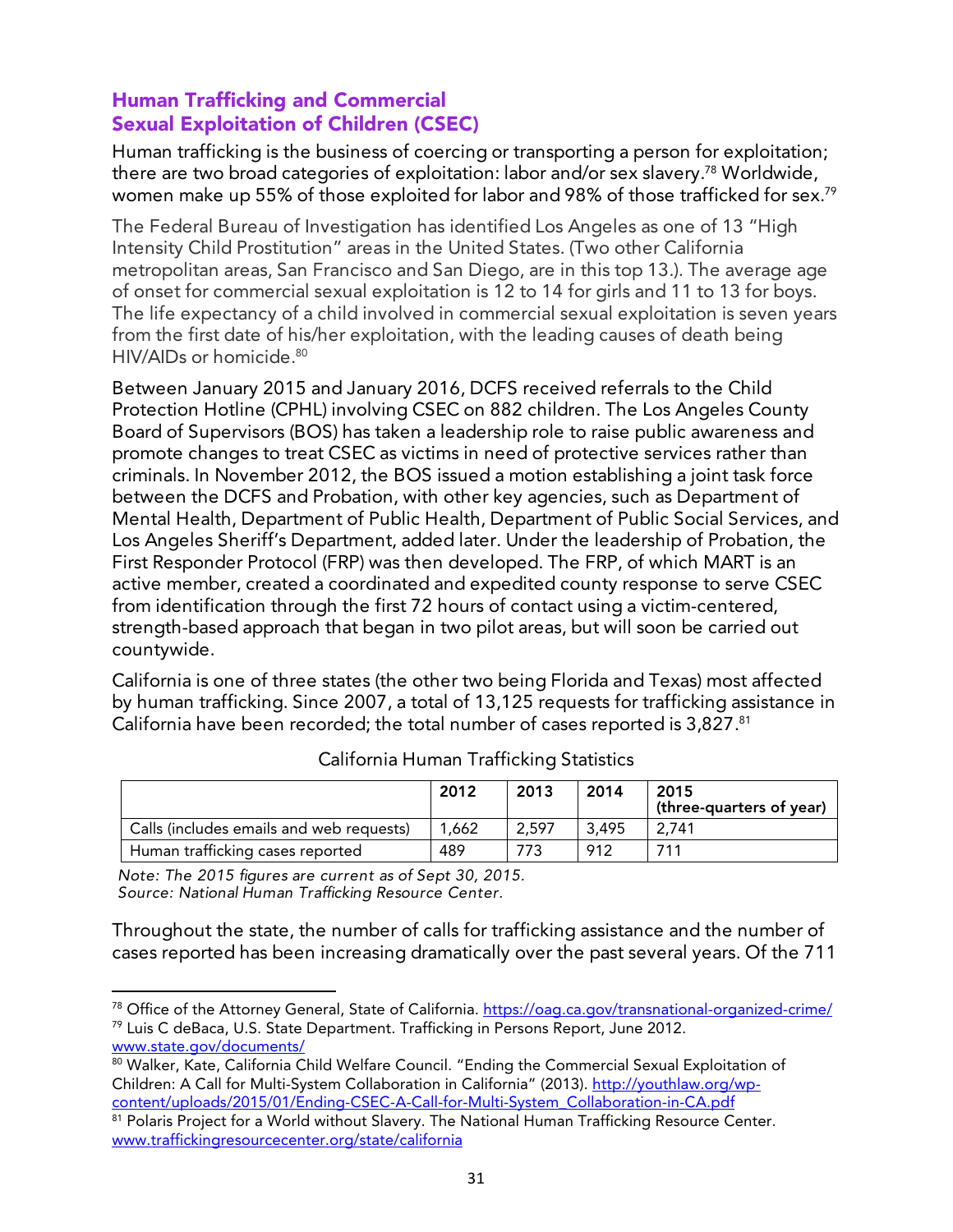## Human Trafficking and Commercial Sexual Exploitation of Children (CSEC)

Human trafficking is the business of coercing or transporting a person for exploitation; there are two broad categories of exploitation: labor and/or sex slavery.[78] Worldwide, women make up 55% of those exploited for labor and 98% of those trafficked for sex.[79]

The Federal Bureau of Investigation has identified Los Angeles as one of 13 "High Intensity Child Prostitution" areas in the United States. (Two other California metropolitan areas, San Francisco and San Diego, are in this top 13.). The average age of onset for commercial sexual exploitation is 12 to 14 for girls and 11 to 13 for boys. The life expectancy of a child involved in commercial sexual exploitation is seven years from the first date of his/her exploitation, with the leading causes of death being HIV/AIDs or homicide.[80]

Between January 2015 and January 2016, DCFS received referrals to the Child Protection Hotline (CPHL) involving CSEC on 882 children. The Los Angeles County Board of Supervisors (BOS) has taken a leadership role to raise public awareness and promote changes to treat CSEC as victims in need of protective services rather than criminals. In November 2012, the BOS issued a motion establishing a joint task force between the DCFS and Probation, with other key agencies, such as Department of Mental Health, Department of Public Health, Department of Public Social Services, and Los Angeles Sheriff's Department, added later. Under the leadership of Probation, the First Responder Protocol (FRP) was then developed. The FRP, of which MART is an active member, created a coordinated and expedited county response to serve CSEC from identification through the first 72 hours of contact using a victim-centered, strength-based approach that began in two pilot areas, but will soon be carried out countywide.

California is one of three states (the other two being Florida and Texas) most affected by human trafficking. Since 2007, a total of 13,125 requests for trafficking assistance in California have been recorded; the total number of cases reported is 3,827.[81]

California Human Trafficking Statistics

| | 2012 | 2013 | 2014 | 2015 (three-quarters of year) |
|---|---|---|---|---|
| Calls (includes emails and web requests) | 1,662 | 2,597 | 3,495 | 2,741 |
| Human trafficking cases reported | 489 | 773 | 912 | 711 |

*Note: The 2015 figures are current as of Sept 30, 2015.*
*Source: National Human Trafficking Resource Center.*

Throughout the state, the number of calls for trafficking assistance and the number of cases reported has been increasing dramatically over the past several years. Of the 711

---

[78] Office of the Attorney General, State of California. https://oag.ca.gov/transnational-organized-crime/

[79] Luis C deBaca, U.S. State Department. Trafficking in Persons Report, June 2012. www.state.gov/documents/

[80] Walker, Kate, California Child Welfare Council. "Ending the Commercial Sexual Exploitation of Children: A Call for Multi-System Collaboration in California" (2013). http://youthlaw.org/wp-content/uploads/2015/01/Ending-CSEC-A-Call-for-Multi-System_Collaboration-in-CA.pdf

[81] Polaris Project for a World without Slavery. The National Human Trafficking Resource Center. www.traffickingresourcecenter.org/state/california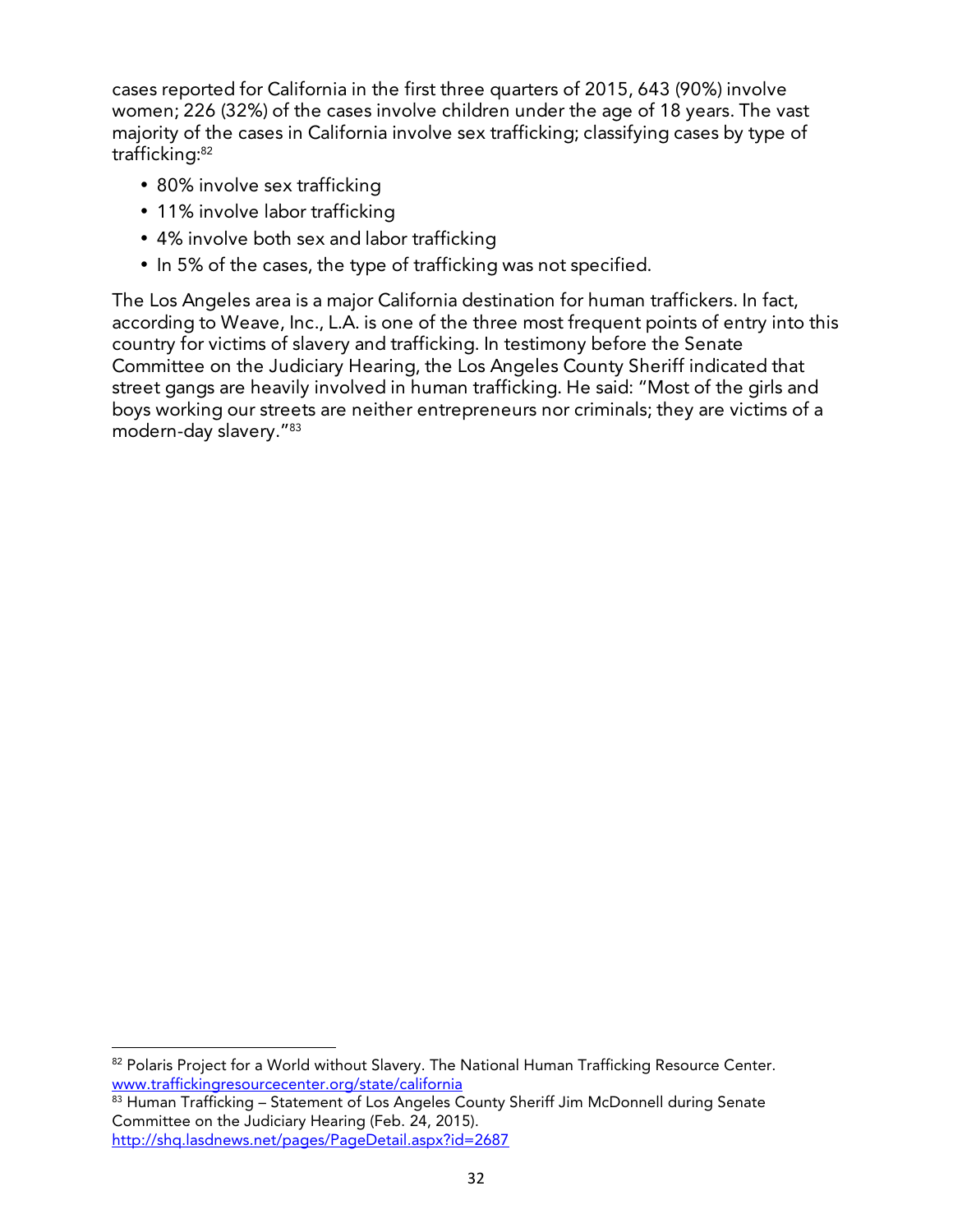cases reported for California in the first three quarters of 2015, 643 (90%) involve women; 226 (32%) of the cases involve children under the age of 18 years. The vast majority of the cases in California involve sex trafficking; classifying cases by type of trafficking:[82]

- 80% involve sex trafficking
- 11% involve labor trafficking
- 4% involve both sex and labor trafficking
- In 5% of the cases, the type of trafficking was not specified.

The Los Angeles area is a major California destination for human traffickers. In fact, according to Weave, Inc., L.A. is one of the three most frequent points of entry into this country for victims of slavery and trafficking. In testimony before the Senate Committee on the Judiciary Hearing, the Los Angeles County Sheriff indicated that street gangs are heavily involved in human trafficking. He said: "Most of the girls and boys working our streets are neither entrepreneurs nor criminals; they are victims of a modern-day slavery."[83]

---

[82] Polaris Project for a World without Slavery. The National Human Trafficking Resource Center. www.traffickingresourcecenter.org/state/california

[83] Human Trafficking – Statement of Los Angeles County Sheriff Jim McDonnell during Senate Committee on the Judiciary Hearing (Feb. 24, 2015). http://shq.lasdnews.net/pages/PageDetail.aspx?id=2687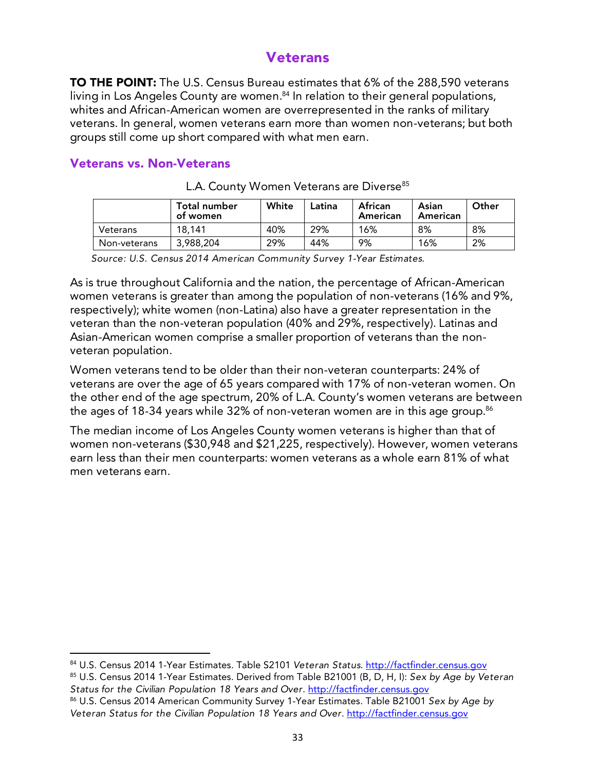# Veterans

**TO THE POINT:** The U.S. Census Bureau estimates that 6% of the 288,590 veterans living in Los Angeles County are women.[84] In relation to their general populations, whites and African-American women are overrepresented in the ranks of military veterans. In general, women veterans earn more than women non-veterans; but both groups still come up short compared with what men earn.

## Veterans vs. Non-Veterans

L.A. County Women Veterans are Diverse[85]

| | Total number of women | White | Latina | African American | Asian American | Other |
|---|---|---|---|---|---|---|
| Veterans | 18,141 | 40% | 29% | 16% | 8% | 8% |
| Non-veterans | 3,988,204 | 29% | 44% | 9% | 16% | 2% |

*Source: U.S. Census 2014 American Community Survey 1-Year Estimates.*

As is true throughout California and the nation, the percentage of African-American women veterans is greater than among the population of non-veterans (16% and 9%, respectively); white women (non-Latina) also have a greater representation in the veteran than the non-veteran population (40% and 29%, respectively). Latinas and Asian-American women comprise a smaller proportion of veterans than the non-veteran population.

Women veterans tend to be older than their non-veteran counterparts: 24% of veterans are over the age of 65 years compared with 17% of non-veteran women. On the other end of the age spectrum, 20% of L.A. County's women veterans are between the ages of 18-34 years while 32% of non-veteran women are in this age group.[86]

The median income of Los Angeles County women veterans is higher than that of women non-veterans ($30,948 and $21,225, respectively). However, women veterans earn less than their men counterparts: women veterans as a whole earn 81% of what men veterans earn.

---

[84] U.S. Census 2014 1-Year Estimates. Table S2101 *Veteran Status.* http://factfinder.census.gov

[85] U.S. Census 2014 1-Year Estimates. Derived from Table B21001 (B, D, H, I): *Sex by Age by Veteran Status for the Civilian Population 18 Years and Over*. http://factfinder.census.gov

[86] U.S. Census 2014 American Community Survey 1-Year Estimates. Table B21001 *Sex by Age by Veteran Status for the Civilian Population 18 Years and Over*. http://factfinder.census.gov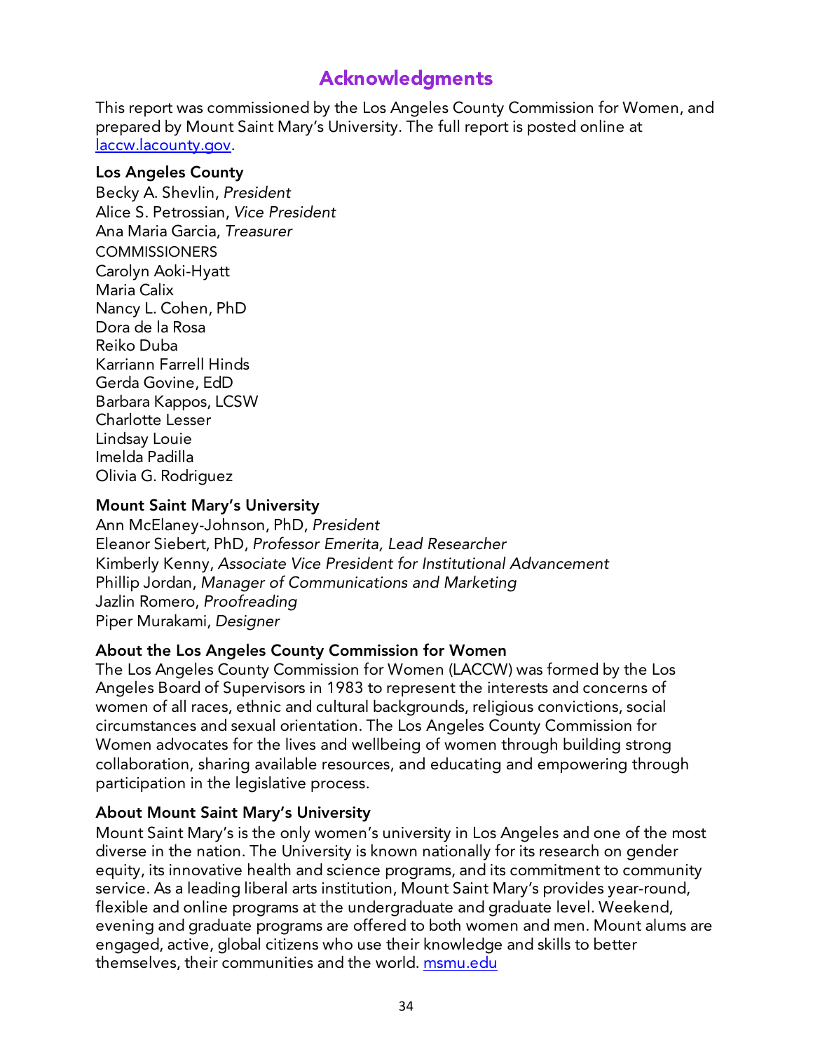# Acknowledgments

This report was commissioned by the Los Angeles County Commission for Women, and prepared by Mount Saint Mary's University. The full report is posted online at [laccw.lacounty.gov](laccw.lacounty.gov).

**Los Angeles County**
Becky A. Shevlin, *President*
Alice S. Petrossian, *Vice President*
Ana Maria Garcia, *Treasurer*
COMMISSIONERS
Carolyn Aoki-Hyatt
Maria Calix
Nancy L. Cohen, PhD
Dora de la Rosa
Reiko Duba
Karriann Farrell Hinds
Gerda Govine, EdD
Barbara Kappos, LCSW
Charlotte Lesser
Lindsay Louie
Imelda Padilla
Olivia G. Rodriguez

**Mount Saint Mary's University**
Ann McElaney-Johnson, PhD, *President*
Eleanor Siebert, PhD, *Professor Emerita, Lead Researcher*
Kimberly Kenny, *Associate Vice President for Institutional Advancement*
Phillip Jordan, *Manager of Communications and Marketing*
Jazlin Romero, *Proofreading*
Piper Murakami, *Designer*

**About the Los Angeles County Commission for Women**
The Los Angeles County Commission for Women (LACCW) was formed by the Los Angeles Board of Supervisors in 1983 to represent the interests and concerns of women of all races, ethnic and cultural backgrounds, religious convictions, social circumstances and sexual orientation. The Los Angeles County Commission for Women advocates for the lives and wellbeing of women through building strong collaboration, sharing available resources, and educating and empowering through participation in the legislative process.

**About Mount Saint Mary's University**
Mount Saint Mary's is the only women's university in Los Angeles and one of the most diverse in the nation. The University is known nationally for its research on gender equity, its innovative health and science programs, and its commitment to community service. As a leading liberal arts institution, Mount Saint Mary's provides year-round, flexible and online programs at the undergraduate and graduate level. Weekend, evening and graduate programs are offered to both women and men. Mount alums are engaged, active, global citizens who use their knowledge and skills to better themselves, their communities and the world. [msmu.edu](msmu.edu)